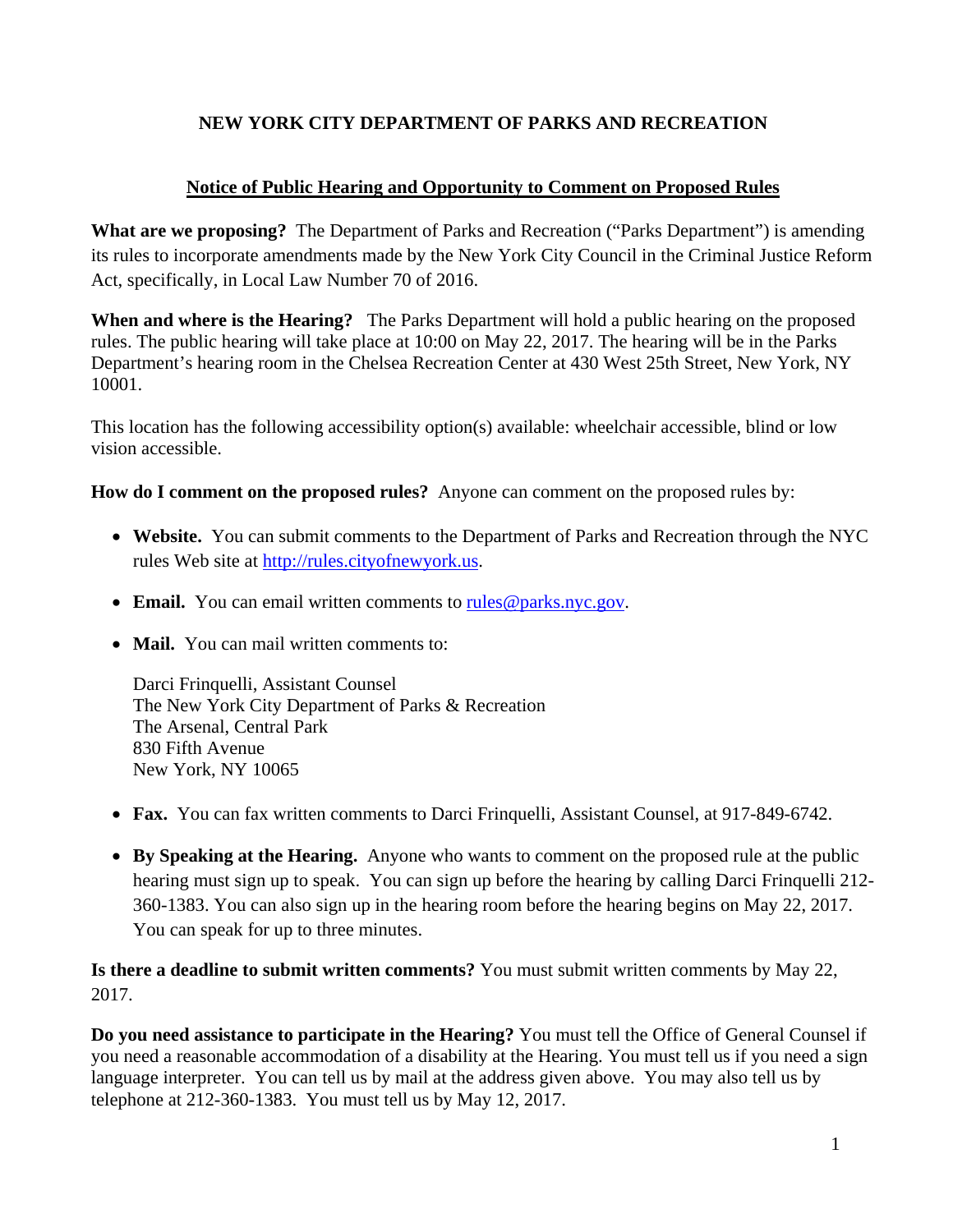# NEW YORK CITY DEPARTMENT OF PARKS AND RECREATION

## Notice of Public Hearing and Opportunity to Comment on Proposed Rules

**What are we proposing?** The Department of Parks and Recreation ("Parks Department") is amending its rules to incorporate amendments made by the New York City Council in the Criminal Justice Reform Act, specifically, in Local Law Number 70 of 2016.

**When and where is the Hearing?** The Parks Department will hold a public hearing on the proposed rules. The public hearing will take place at 10:00 on May 22, 2017. The hearing will be in the Parks Department's hearing room in the Chelsea Recreation Center at 430 West 25th Street, New York, NY 10001.

This location has the following accessibility option(s) available: wheelchair accessible, blind or low vision accessible.

**How do I comment on the proposed rules?** Anyone can comment on the proposed rules by:

- **Website.** You can submit comments to the Department of Parks and Recreation through the NYC rules Web site at http://rules.cityofnewyork.us.
- **Email.** You can email written comments to rules@parks.nyc.gov.
- **Mail.** You can mail written comments to:

  Darci Frinquelli, Assistant Counsel
  The New York City Department of Parks & Recreation
  The Arsenal, Central Park
  830 Fifth Avenue
  New York, NY 10065

- **Fax.** You can fax written comments to Darci Frinquelli, Assistant Counsel, at 917-849-6742.
- **By Speaking at the Hearing.** Anyone who wants to comment on the proposed rule at the public hearing must sign up to speak. You can sign up before the hearing by calling Darci Frinquelli 212-360-1383. You can also sign up in the hearing room before the hearing begins on May 22, 2017. You can speak for up to three minutes.

**Is there a deadline to submit written comments?** You must submit written comments by May 22, 2017.

**Do you need assistance to participate in the Hearing?** You must tell the Office of General Counsel if you need a reasonable accommodation of a disability at the Hearing. You must tell us if you need a sign language interpreter. You can tell us by mail at the address given above. You may also tell us by telephone at 212-360-1383. You must tell us by May 12, 2017.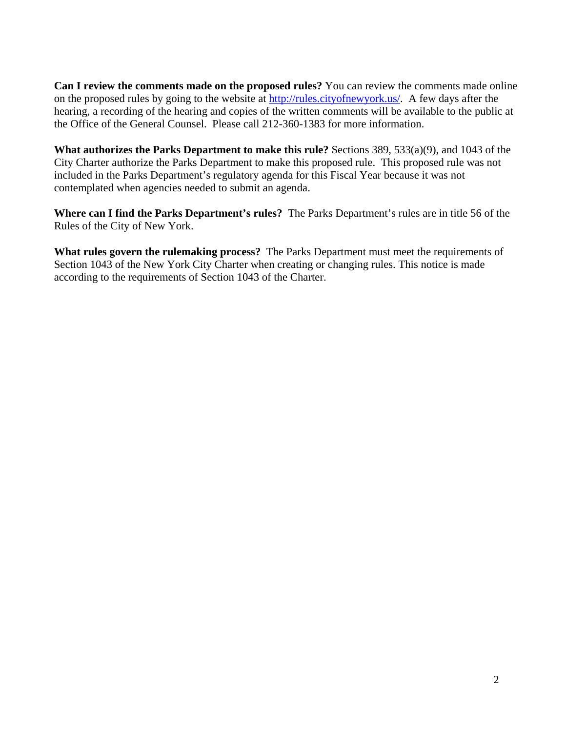**Can I review the comments made on the proposed rules?** You can review the comments made online on the proposed rules by going to the website at http://rules.cityofnewyork.us/. A few days after the hearing, a recording of the hearing and copies of the written comments will be available to the public at the Office of the General Counsel. Please call 212-360-1383 for more information.

**What authorizes the Parks Department to make this rule?** Sections 389, 533(a)(9), and 1043 of the City Charter authorize the Parks Department to make this proposed rule. This proposed rule was not included in the Parks Department's regulatory agenda for this Fiscal Year because it was not contemplated when agencies needed to submit an agenda.

**Where can I find the Parks Department's rules?** The Parks Department's rules are in title 56 of the Rules of the City of New York.

**What rules govern the rulemaking process?** The Parks Department must meet the requirements of Section 1043 of the New York City Charter when creating or changing rules. This notice is made according to the requirements of Section 1043 of the Charter.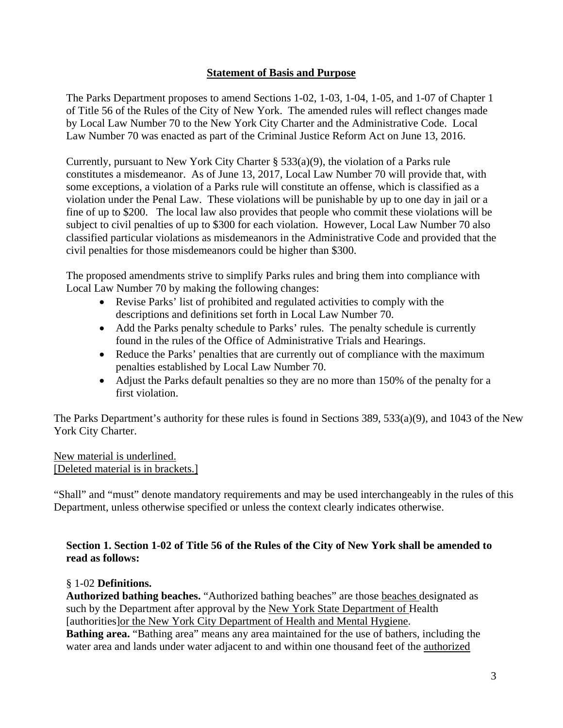**Statement of Basis and Purpose**

The Parks Department proposes to amend Sections 1-02, 1-03, 1-04, 1-05, and 1-07 of Chapter 1 of Title 56 of the Rules of the City of New York. The amended rules will reflect changes made by Local Law Number 70 to the New York City Charter and the Administrative Code. Local Law Number 70 was enacted as part of the Criminal Justice Reform Act on June 13, 2016.

Currently, pursuant to New York City Charter § 533(a)(9), the violation of a Parks rule constitutes a misdemeanor. As of June 13, 2017, Local Law Number 70 will provide that, with some exceptions, a violation of a Parks rule will constitute an offense, which is classified as a violation under the Penal Law. These violations will be punishable by up to one day in jail or a fine of up to $200. The local law also provides that people who commit these violations will be subject to civil penalties of up to $300 for each violation. However, Local Law Number 70 also classified particular violations as misdemeanors in the Administrative Code and provided that the civil penalties for those misdemeanors could be higher than $300.

The proposed amendments strive to simplify Parks rules and bring them into compliance with Local Law Number 70 by making the following changes:

- Revise Parks' list of prohibited and regulated activities to comply with the descriptions and definitions set forth in Local Law Number 70.
- Add the Parks penalty schedule to Parks' rules. The penalty schedule is currently found in the rules of the Office of Administrative Trials and Hearings.
- Reduce the Parks' penalties that are currently out of compliance with the maximum penalties established by Local Law Number 70.
- Adjust the Parks default penalties so they are no more than 150% of the penalty for a first violation.

The Parks Department's authority for these rules is found in Sections 389, 533(a)(9), and 1043 of the New York City Charter.

<u>New material is underlined.</u>
<u>[Deleted material is in brackets.]</u>

"Shall" and "must" denote mandatory requirements and may be used interchangeably in the rules of this Department, unless otherwise specified or unless the context clearly indicates otherwise.

**Section 1. Section 1-02 of Title 56 of the Rules of the City of New York shall be amended to read as follows:**

§ 1-02 **Definitions.**

**Authorized bathing beaches.** "Authorized bathing beaches" are those <u>beaches</u> designated as such by the Department after approval by the <u>New York State Department of</u> Health [authorities]<u>or the New York City Department of Health and Mental Hygiene</u>.

**Bathing area.** "Bathing area" means any area maintained for the use of bathers, including the water area and lands under water adjacent to and within one thousand feet of the <u>authorized</u>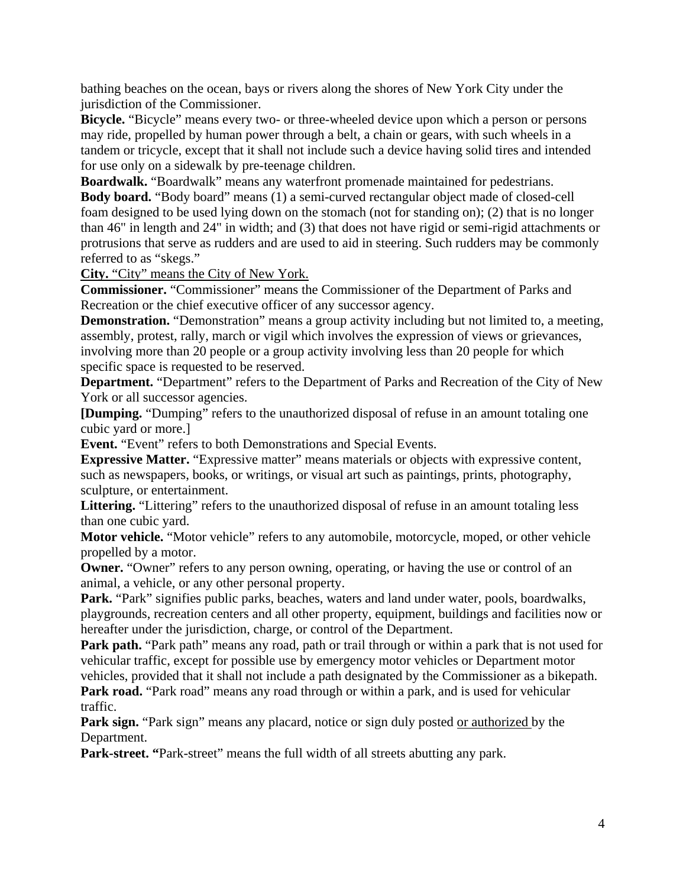bathing beaches on the ocean, bays or rivers along the shores of New York City under the jurisdiction of the Commissioner.

**Bicycle.** "Bicycle" means every two- or three-wheeled device upon which a person or persons may ride, propelled by human power through a belt, a chain or gears, with such wheels in a tandem or tricycle, except that it shall not include such a device having solid tires and intended for use only on a sidewalk by pre-teenage children.

**Boardwalk.** "Boardwalk" means any waterfront promenade maintained for pedestrians.

**Body board.** "Body board" means (1) a semi-curved rectangular object made of closed-cell foam designed to be used lying down on the stomach (not for standing on); (2) that is no longer than 46" in length and 24" in width; and (3) that does not have rigid or semi-rigid attachments or protrusions that serve as rudders and are used to aid in steering. Such rudders may be commonly referred to as "skegs."

<u>**City.** "City" means the City of New York.</u>

**Commissioner.** "Commissioner" means the Commissioner of the Department of Parks and Recreation or the chief executive officer of any successor agency.

**Demonstration.** "Demonstration" means a group activity including but not limited to, a meeting, assembly, protest, rally, march or vigil which involves the expression of views or grievances, involving more than 20 people or a group activity involving less than 20 people for which specific space is requested to be reserved.

**Department.** "Department" refers to the Department of Parks and Recreation of the City of New York or all successor agencies.

**[Dumping.** "Dumping" refers to the unauthorized disposal of refuse in an amount totaling one cubic yard or more.]

**Event.** "Event" refers to both Demonstrations and Special Events.

**Expressive Matter.** "Expressive matter" means materials or objects with expressive content, such as newspapers, books, or writings, or visual art such as paintings, prints, photography, sculpture, or entertainment.

**Littering.** "Littering" refers to the unauthorized disposal of refuse in an amount totaling less than one cubic yard.

**Motor vehicle.** "Motor vehicle" refers to any automobile, motorcycle, moped, or other vehicle propelled by a motor.

**Owner.** "Owner" refers to any person owning, operating, or having the use or control of an animal, a vehicle, or any other personal property.

**Park.** "Park" signifies public parks, beaches, waters and land under water, pools, boardwalks, playgrounds, recreation centers and all other property, equipment, buildings and facilities now or hereafter under the jurisdiction, charge, or control of the Department.

**Park path.** "Park path" means any road, path or trail through or within a park that is not used for vehicular traffic, except for possible use by emergency motor vehicles or Department motor vehicles, provided that it shall not include a path designated by the Commissioner as a bikepath.

**Park road.** "Park road" means any road through or within a park, and is used for vehicular traffic.

**Park sign.** "Park sign" means any placard, notice or sign duly posted <u>or authorized</u> by the Department.

**Park-street. "**Park-street" means the full width of all streets abutting any park.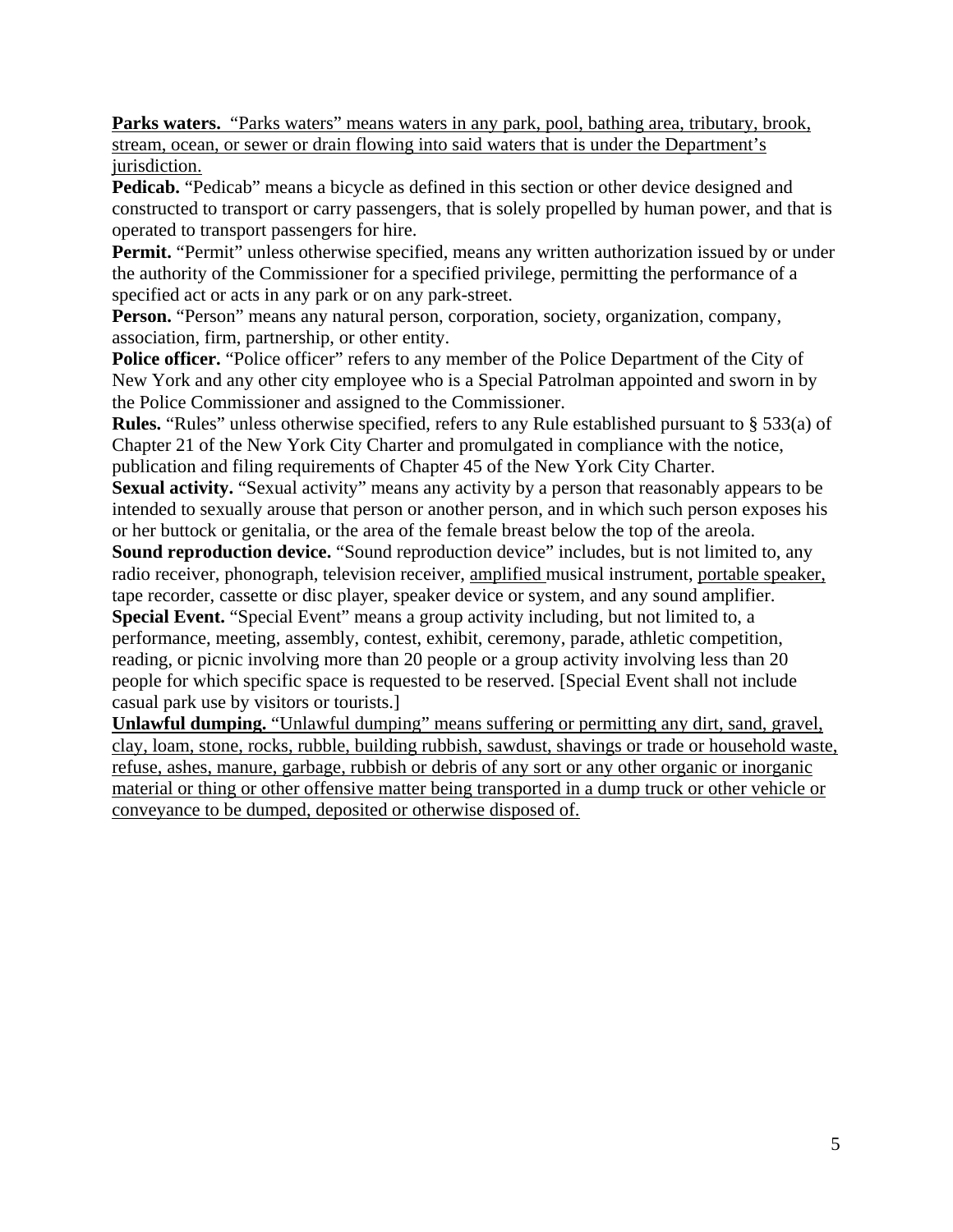<u>**Parks waters.** "Parks waters" means waters in any park, pool, bathing area, tributary, brook, stream, ocean, or sewer or drain flowing into said waters that is under the Department's jurisdiction.</u>

**Pedicab.** "Pedicab" means a bicycle as defined in this section or other device designed and constructed to transport or carry passengers, that is solely propelled by human power, and that is operated to transport passengers for hire.

**Permit.** "Permit" unless otherwise specified, means any written authorization issued by or under the authority of the Commissioner for a specified privilege, permitting the performance of a specified act or acts in any park or on any park-street.

**Person.** "Person" means any natural person, corporation, society, organization, company, association, firm, partnership, or other entity.

**Police officer.** "Police officer" refers to any member of the Police Department of the City of New York and any other city employee who is a Special Patrolman appointed and sworn in by the Police Commissioner and assigned to the Commissioner.

**Rules.** "Rules" unless otherwise specified, refers to any Rule established pursuant to § 533(a) of Chapter 21 of the New York City Charter and promulgated in compliance with the notice, publication and filing requirements of Chapter 45 of the New York City Charter.

**Sexual activity.** "Sexual activity" means any activity by a person that reasonably appears to be intended to sexually arouse that person or another person, and in which such person exposes his or her buttock or genitalia, or the area of the female breast below the top of the areola.

**Sound reproduction device.** "Sound reproduction device" includes, but is not limited to, any radio receiver, phonograph, television receiver, <u>amplified</u> musical instrument, <u>portable speaker,</u> tape recorder, cassette or disc player, speaker device or system, and any sound amplifier.

**Special Event.** "Special Event" means a group activity including, but not limited to, a performance, meeting, assembly, contest, exhibit, ceremony, parade, athletic competition, reading, or picnic involving more than 20 people or a group activity involving less than 20 people for which specific space is requested to be reserved. [Special Event shall not include casual park use by visitors or tourists.]

<u>**Unlawful dumping.** "Unlawful dumping" means suffering or permitting any dirt, sand, gravel, clay, loam, stone, rocks, rubble, building rubbish, sawdust, shavings or trade or household waste, refuse, ashes, manure, garbage, rubbish or debris of any sort or any other organic or inorganic material or thing or other offensive matter being transported in a dump truck or other vehicle or conveyance to be dumped, deposited or otherwise disposed of.</u>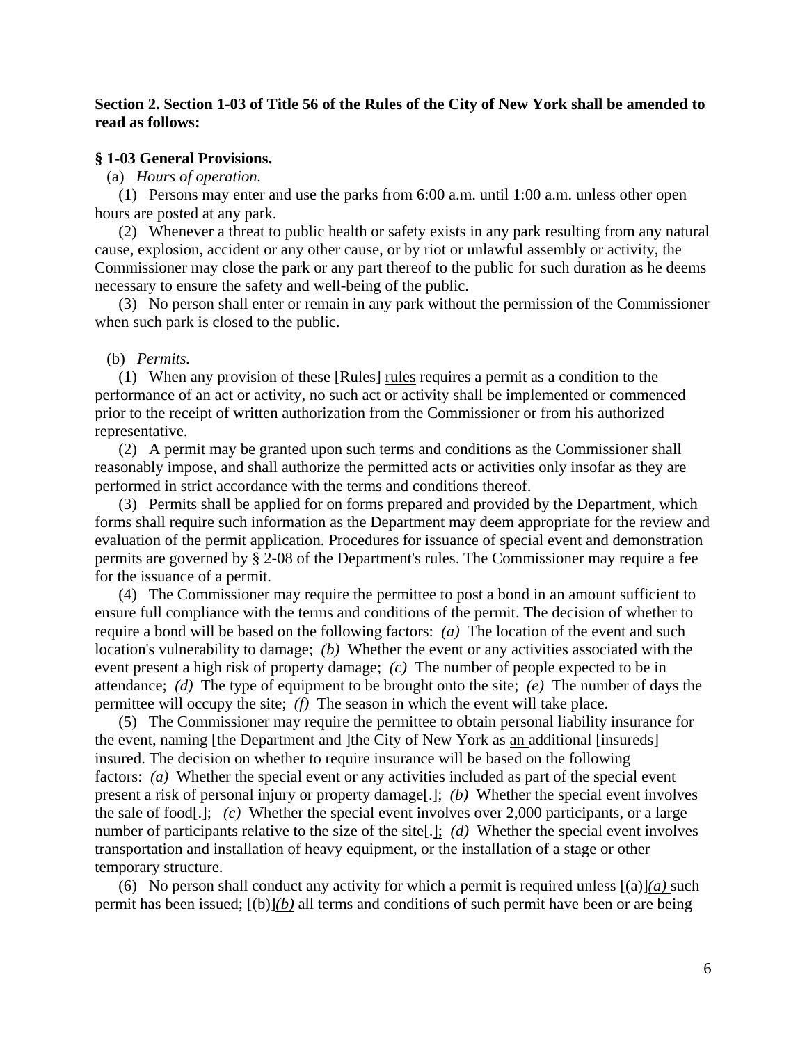**Section 2. Section 1-03 of Title 56 of the Rules of the City of New York shall be amended to read as follows:**

**§ 1-03 General Provisions.**

(a) *Hours of operation.*

(1) Persons may enter and use the parks from 6:00 a.m. until 1:00 a.m. unless other open hours are posted at any park.

(2) Whenever a threat to public health or safety exists in any park resulting from any natural cause, explosion, accident or any other cause, or by riot or unlawful assembly or activity, the Commissioner may close the park or any part thereof to the public for such duration as he deems necessary to ensure the safety and well-being of the public.

(3) No person shall enter or remain in any park without the permission of the Commissioner when such park is closed to the public.

(b) *Permits.*

(1) When any provision of these [Rules] rules requires a permit as a condition to the performance of an act or activity, no such act or activity shall be implemented or commenced prior to the receipt of written authorization from the Commissioner or from his authorized representative.

(2) A permit may be granted upon such terms and conditions as the Commissioner shall reasonably impose, and shall authorize the permitted acts or activities only insofar as they are performed in strict accordance with the terms and conditions thereof.

(3) Permits shall be applied for on forms prepared and provided by the Department, which forms shall require such information as the Department may deem appropriate for the review and evaluation of the permit application. Procedures for issuance of special event and demonstration permits are governed by § 2-08 of the Department's rules. The Commissioner may require a fee for the issuance of a permit.

(4) The Commissioner may require the permittee to post a bond in an amount sufficient to ensure full compliance with the terms and conditions of the permit. The decision of whether to require a bond will be based on the following factors: *(a)* The location of the event and such location's vulnerability to damage; *(b)* Whether the event or any activities associated with the event present a high risk of property damage; *(c)* The number of people expected to be in attendance; *(d)* The type of equipment to be brought onto the site; *(e)* The number of days the permittee will occupy the site; *(f)* The season in which the event will take place.

(5) The Commissioner may require the permittee to obtain personal liability insurance for the event, naming [the Department and ]the City of New York as an additional [insureds] insured. The decision on whether to require insurance will be based on the following factors: *(a)* Whether the special event or any activities included as part of the special event present a risk of personal injury or property damage[.]; *(b)* Whether the special event involves the sale of food[.]; *(c)* Whether the special event involves over 2,000 participants, or a large number of participants relative to the size of the site[.]; *(d)* Whether the special event involves transportation and installation of heavy equipment, or the installation of a stage or other temporary structure.

(6) No person shall conduct any activity for which a permit is required unless [(a)]*(a)* such permit has been issued; [(b)]*(b)* all terms and conditions of such permit have been or are being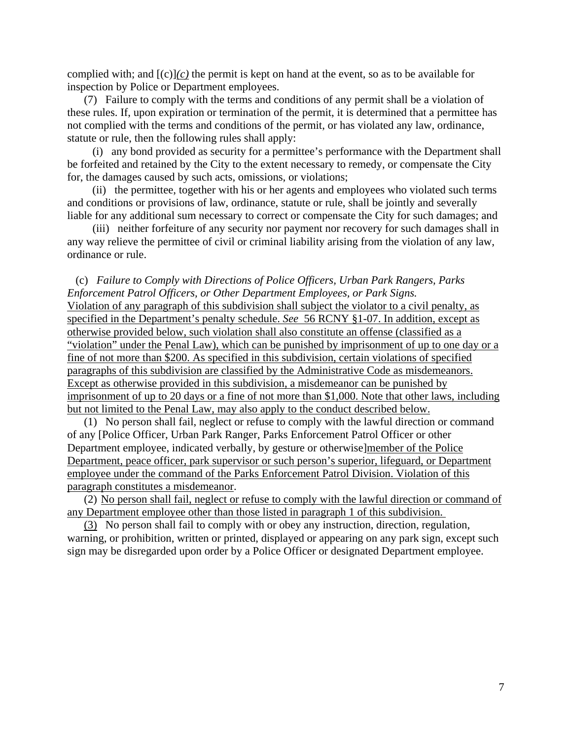complied with; and [(c)]*(c)* the permit is kept on hand at the event, so as to be available for inspection by Police or Department employees.

(7) Failure to comply with the terms and conditions of any permit shall be a violation of these rules. If, upon expiration or termination of the permit, it is determined that a permittee has not complied with the terms and conditions of the permit, or has violated any law, ordinance, statute or rule, then the following rules shall apply:

(i) any bond provided as security for a permittee's performance with the Department shall be forfeited and retained by the City to the extent necessary to remedy, or compensate the City for, the damages caused by such acts, omissions, or violations;

(ii) the permittee, together with his or her agents and employees who violated such terms and conditions or provisions of law, ordinance, statute or rule, shall be jointly and severally liable for any additional sum necessary to correct or compensate the City for such damages; and

(iii) neither forfeiture of any security nor payment nor recovery for such damages shall in any way relieve the permittee of civil or criminal liability arising from the violation of any law, ordinance or rule.

(c) *Failure to Comply with Directions of Police Officers, Urban Park Rangers, Parks Enforcement Patrol Officers, or Other Department Employees, or Park Signs.* Violation of any paragraph of this subdivision shall subject the violator to a civil penalty, as specified in the Department's penalty schedule. *See* 56 RCNY §1-07. In addition, except as otherwise provided below, such violation shall also constitute an offense (classified as a "violation" under the Penal Law), which can be punished by imprisonment of up to one day or a fine of not more than $200. As specified in this subdivision, certain violations of specified paragraphs of this subdivision are classified by the Administrative Code as misdemeanors. Except as otherwise provided in this subdivision, a misdemeanor can be punished by imprisonment of up to 20 days or a fine of not more than $1,000. Note that other laws, including but not limited to the Penal Law, may also apply to the conduct described below.

(1) No person shall fail, neglect or refuse to comply with the lawful direction or command of any [Police Officer, Urban Park Ranger, Parks Enforcement Patrol Officer or other Department employee, indicated verbally, by gesture or otherwise]member of the Police Department, peace officer, park supervisor or such person's superior, lifeguard, or Department employee under the command of the Parks Enforcement Patrol Division. Violation of this paragraph constitutes a misdemeanor.

(2) No person shall fail, neglect or refuse to comply with the lawful direction or command of any Department employee other than those listed in paragraph 1 of this subdivision.

(3) No person shall fail to comply with or obey any instruction, direction, regulation, warning, or prohibition, written or printed, displayed or appearing on any park sign, except such sign may be disregarded upon order by a Police Officer or designated Department employee.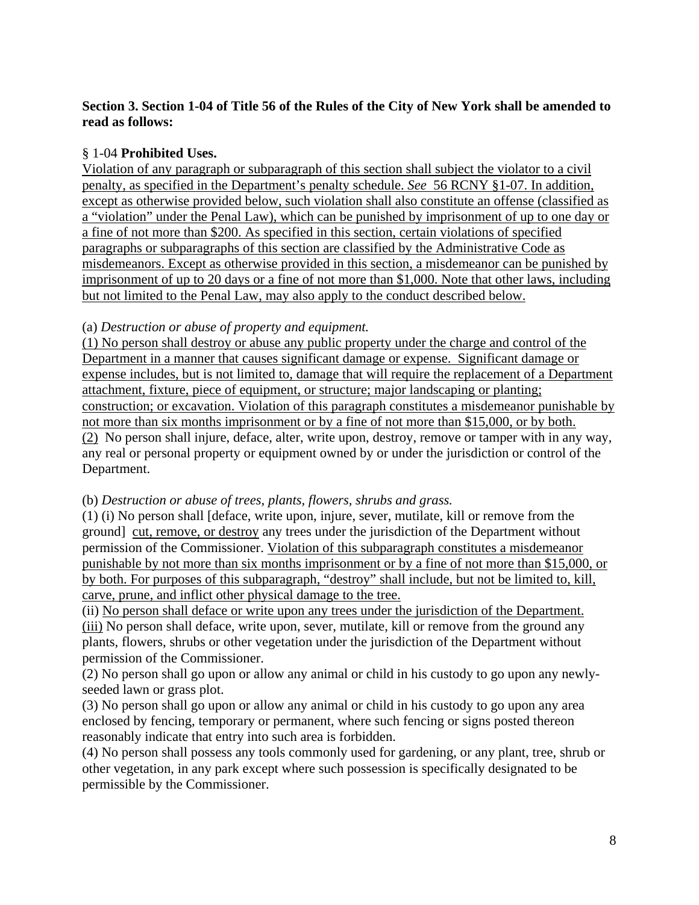**Section 3. Section 1-04 of Title 56 of the Rules of the City of New York shall be amended to read as follows:**

§ 1-04 **Prohibited Uses.**

<u>Violation of any paragraph or subparagraph of this section shall subject the violator to a civil penalty, as specified in the Department's penalty schedule. *See* 56 RCNY §1-07. In addition, except as otherwise provided below, such violation shall also constitute an offense (classified as a "violation" under the Penal Law), which can be punished by imprisonment of up to one day or a fine of not more than $200. As specified in this section, certain violations of specified paragraphs or subparagraphs of this section are classified by the Administrative Code as misdemeanors. Except as otherwise provided in this section, a misdemeanor can be punished by imprisonment of up to 20 days or a fine of not more than $1,000. Note that other laws, including but not limited to the Penal Law, may also apply to the conduct described below.</u>

(a) *Destruction or abuse of property and equipment.*

<u>(1) No person shall destroy or abuse any public property under the charge and control of the Department in a manner that causes significant damage or expense. Significant damage or expense includes, but is not limited to, damage that will require the replacement of a Department attachment, fixture, piece of equipment, or structure; major landscaping or planting; construction; or excavation. Violation of this paragraph constitutes a misdemeanor punishable by not more than six months imprisonment or by a fine of not more than $15,000, or by both.</u>
<u>(2)</u> No person shall injure, deface, alter, write upon, destroy, remove or tamper with in any way, any real or personal property or equipment owned by or under the jurisdiction or control of the Department.

(b) *Destruction or abuse of trees, plants, flowers, shrubs and grass.*

(1) (i) No person shall [deface, write upon, injure, sever, mutilate, kill or remove from the ground] <u>cut, remove, or destroy</u> any trees under the jurisdiction of the Department without permission of the Commissioner. <u>Violation of this subparagraph constitutes a misdemeanor punishable by not more than six months imprisonment or by a fine of not more than $15,000, or by both. For purposes of this subparagraph, "destroy" shall include, but not be limited to, kill, carve, prune, and inflict other physical damage to the tree.</u>
(ii) <u>No person shall deface or write upon any trees under the jurisdiction of the Department.</u>
<u>(iii)</u> No person shall deface, write upon, sever, mutilate, kill or remove from the ground any plants, flowers, shrubs or other vegetation under the jurisdiction of the Department without permission of the Commissioner.
(2) No person shall go upon or allow any animal or child in his custody to go upon any newly-seeded lawn or grass plot.
(3) No person shall go upon or allow any animal or child in his custody to go upon any area enclosed by fencing, temporary or permanent, where such fencing or signs posted thereon reasonably indicate that entry into such area is forbidden.
(4) No person shall possess any tools commonly used for gardening, or any plant, tree, shrub or other vegetation, in any park except where such possession is specifically designated to be permissible by the Commissioner.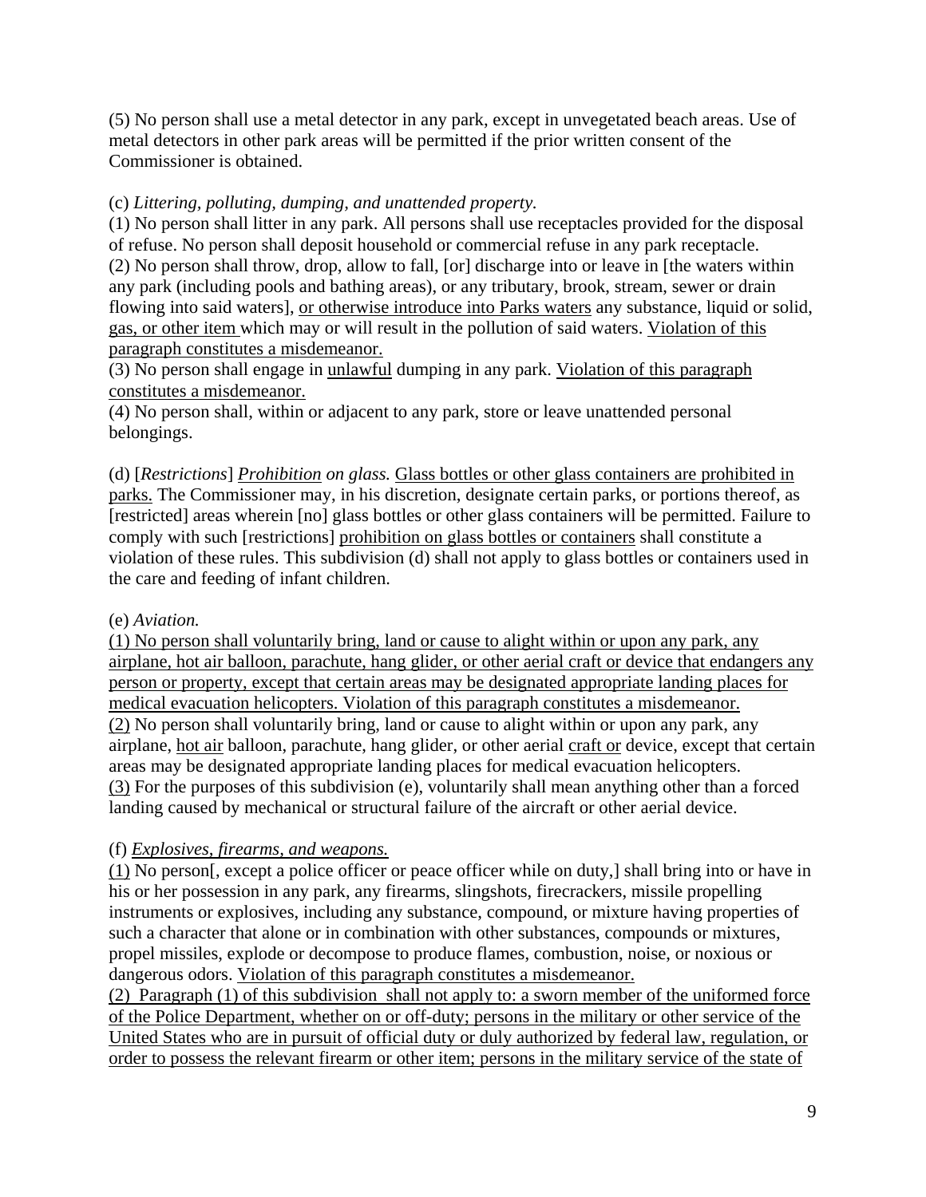(5) No person shall use a metal detector in any park, except in unvegetated beach areas. Use of metal detectors in other park areas will be permitted if the prior written consent of the Commissioner is obtained.

(c) *Littering, polluting, dumping, and unattended property.*
(1) No person shall litter in any park. All persons shall use receptacles provided for the disposal of refuse. No person shall deposit household or commercial refuse in any park receptacle.
(2) No person shall throw, drop, allow to fall, [or] discharge into or leave in [the waters within any park (including pools and bathing areas), or any tributary, brook, stream, sewer or drain flowing into said waters], <u>or otherwise introduce into Parks waters</u> any substance, liquid or solid, <u>gas, or other item</u> which may or will result in the pollution of said waters. <u>Violation of this paragraph constitutes a misdemeanor.</u>
(3) No person shall engage in <u>unlawful</u> dumping in any park. <u>Violation of this paragraph constitutes a misdemeanor.</u>
(4) No person shall, within or adjacent to any park, store or leave unattended personal belongings.

(d) [*Restrictions*] <u>*Prohibition*</u> *on glass.* <u>Glass bottles or other glass containers are prohibited in parks.</u> The Commissioner may, in his discretion, designate certain parks, or portions thereof, as [restricted] areas wherein [no] glass bottles or other glass containers will be permitted. Failure to comply with such [restrictions] <u>prohibition on glass bottles or containers</u> shall constitute a violation of these rules. This subdivision (d) shall not apply to glass bottles or containers used in the care and feeding of infant children.

(e) *Aviation.*
<u>(1) No person shall voluntarily bring, land or cause to alight within or upon any park, any airplane, hot air balloon, parachute, hang glider, or other aerial craft or device that endangers any person or property, except that certain areas may be designated appropriate landing places for medical evacuation helicopters. Violation of this paragraph constitutes a misdemeanor.</u>
<u>(2)</u> No person shall voluntarily bring, land or cause to alight within or upon any park, any airplane, <u>hot air</u> balloon, parachute, hang glider, or other aerial <u>craft or</u> device, except that certain areas may be designated appropriate landing places for medical evacuation helicopters.
<u>(3)</u> For the purposes of this subdivision (e), voluntarily shall mean anything other than a forced landing caused by mechanical or structural failure of the aircraft or other aerial device.

(f) <u>*Explosives, firearms, and weapons.*</u>
<u>(1)</u> No person[, except a police officer or peace officer while on duty,] shall bring into or have in his or her possession in any park, any firearms, slingshots, firecrackers, missile propelling instruments or explosives, including any substance, compound, or mixture having properties of such a character that alone or in combination with other substances, compounds or mixtures, propel missiles, explode or decompose to produce flames, combustion, noise, or noxious or dangerous odors. <u>Violation of this paragraph constitutes a misdemeanor.</u>
<u>(2) Paragraph (1) of this subdivision shall not apply to: a sworn member of the uniformed force of the Police Department, whether on or off-duty; persons in the military or other service of the United States who are in pursuit of official duty or duly authorized by federal law, regulation, or order to possess the relevant firearm or other item; persons in the military service of the state of</u>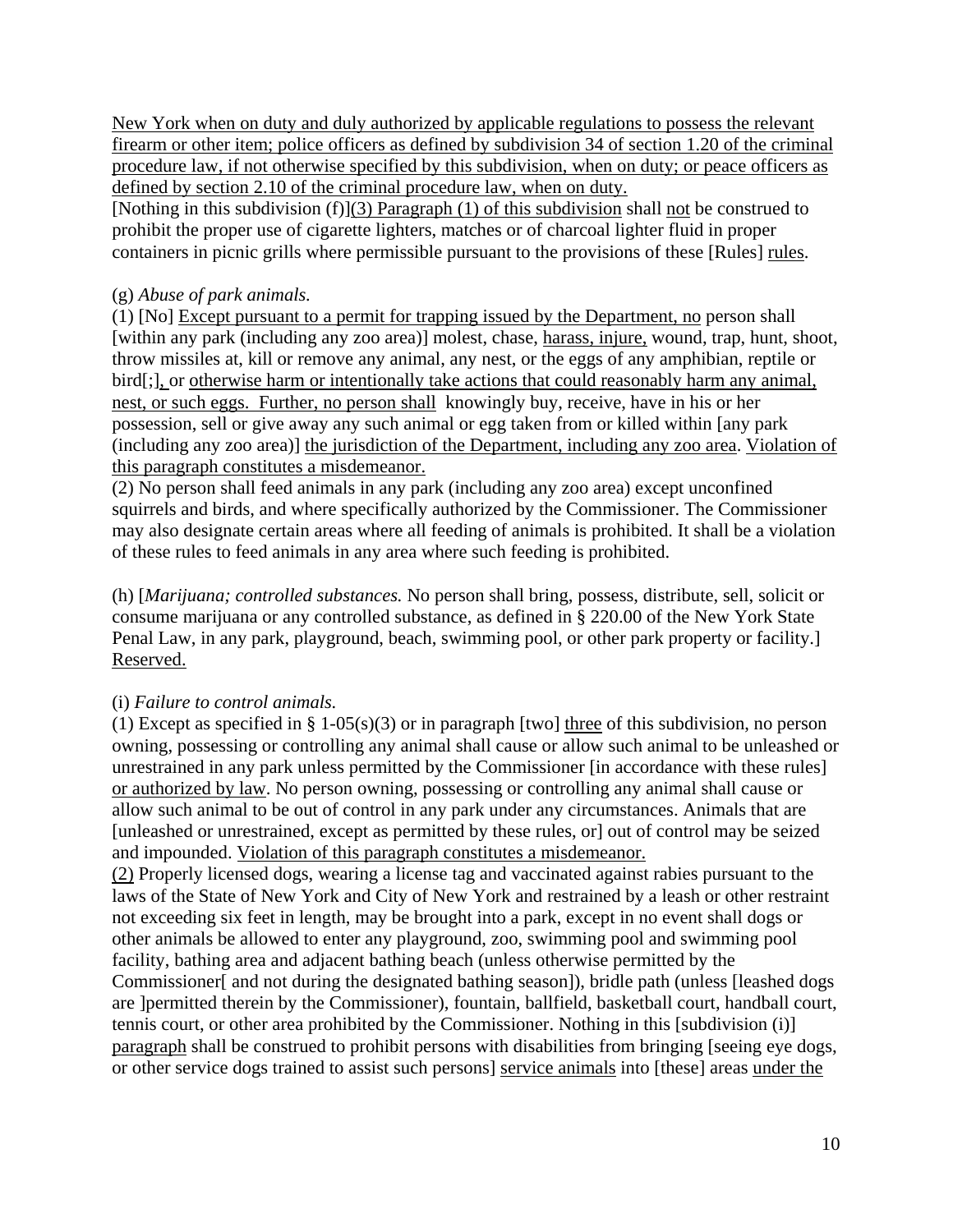New York when on duty and duly authorized by applicable regulations to possess the relevant firearm or other item; police officers as defined by subdivision 34 of section 1.20 of the criminal procedure law, if not otherwise specified by this subdivision, when on duty; or peace officers as defined by section 2.10 of the criminal procedure law, when on duty.

[Nothing in this subdivision (f)](3) Paragraph (1) of this subdivision shall not be construed to prohibit the proper use of cigarette lighters, matches or of charcoal lighter fluid in proper containers in picnic grills where permissible pursuant to the provisions of these [Rules] rules.

(g) *Abuse of park animals.*

(1) [No] Except pursuant to a permit for trapping issued by the Department, no person shall [within any park (including any zoo area)] molest, chase, harass, injure, wound, trap, hunt, shoot, throw missiles at, kill or remove any animal, any nest, or the eggs of any amphibian, reptile or bird[;], or otherwise harm or intentionally take actions that could reasonably harm any animal, nest, or such eggs. Further, no person shall knowingly buy, receive, have in his or her possession, sell or give away any such animal or egg taken from or killed within [any park (including any zoo area)] the jurisdiction of the Department, including any zoo area. Violation of this paragraph constitutes a misdemeanor.

(2) No person shall feed animals in any park (including any zoo area) except unconfined squirrels and birds, and where specifically authorized by the Commissioner. The Commissioner may also designate certain areas where all feeding of animals is prohibited. It shall be a violation of these rules to feed animals in any area where such feeding is prohibited.

(h) [*Marijuana; controlled substances.* No person shall bring, possess, distribute, sell, solicit or consume marijuana or any controlled substance, as defined in § 220.00 of the New York State Penal Law, in any park, playground, beach, swimming pool, or other park property or facility.] Reserved.

(i) *Failure to control animals.*

(1) Except as specified in § 1-05(s)(3) or in paragraph [two] three of this subdivision, no person owning, possessing or controlling any animal shall cause or allow such animal to be unleashed or unrestrained in any park unless permitted by the Commissioner [in accordance with these rules] or authorized by law. No person owning, possessing or controlling any animal shall cause or allow such animal to be out of control in any park under any circumstances. Animals that are [unleashed or unrestrained, except as permitted by these rules, or] out of control may be seized and impounded. Violation of this paragraph constitutes a misdemeanor.

(2) Properly licensed dogs, wearing a license tag and vaccinated against rabies pursuant to the laws of the State of New York and City of New York and restrained by a leash or other restraint not exceeding six feet in length, may be brought into a park, except in no event shall dogs or other animals be allowed to enter any playground, zoo, swimming pool and swimming pool facility, bathing area and adjacent bathing beach (unless otherwise permitted by the Commissioner[ and not during the designated bathing season]), bridle path (unless [leashed dogs are ]permitted therein by the Commissioner), fountain, ballfield, basketball court, handball court, tennis court, or other area prohibited by the Commissioner. Nothing in this [subdivision (i)] paragraph shall be construed to prohibit persons with disabilities from bringing [seeing eye dogs, or other service dogs trained to assist such persons] service animals into [these] areas under the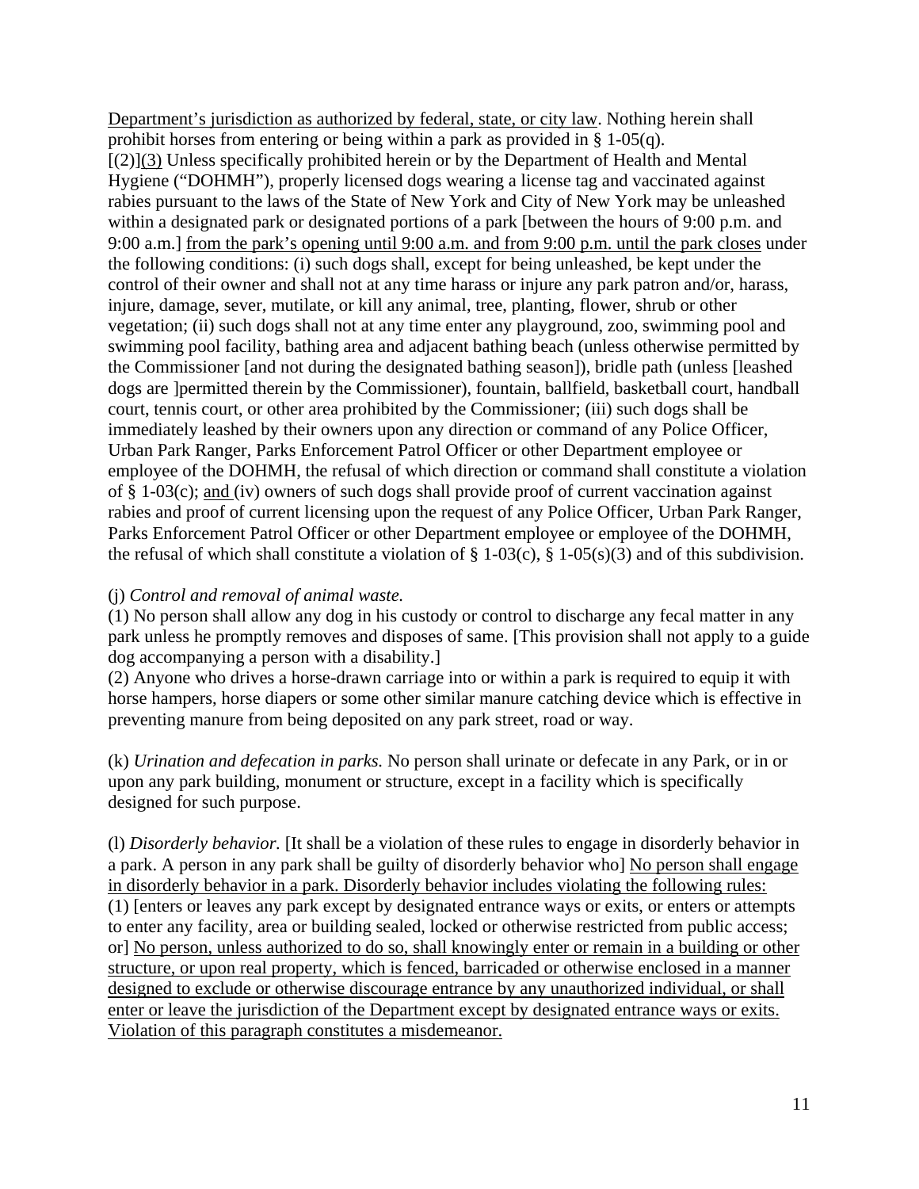<u>Department's jurisdiction as authorized by federal, state, or city law</u>. Nothing herein shall prohibit horses from entering or being within a park as provided in § 1-05(q).
[(2)]<u>(3)</u> Unless specifically prohibited herein or by the Department of Health and Mental Hygiene ("DOHMH"), properly licensed dogs wearing a license tag and vaccinated against rabies pursuant to the laws of the State of New York and City of New York may be unleashed within a designated park or designated portions of a park [between the hours of 9:00 p.m. and 9:00 a.m.] <u>from the park's opening until 9:00 a.m. and from 9:00 p.m. until the park closes</u> under the following conditions: (i) such dogs shall, except for being unleashed, be kept under the control of their owner and shall not at any time harass or injure any park patron and/or, harass, injure, damage, sever, mutilate, or kill any animal, tree, planting, flower, shrub or other vegetation; (ii) such dogs shall not at any time enter any playground, zoo, swimming pool and swimming pool facility, bathing area and adjacent bathing beach (unless otherwise permitted by the Commissioner [and not during the designated bathing season]), bridle path (unless [leashed dogs are ]permitted therein by the Commissioner), fountain, ballfield, basketball court, handball court, tennis court, or other area prohibited by the Commissioner; (iii) such dogs shall be immediately leashed by their owners upon any direction or command of any Police Officer, Urban Park Ranger, Parks Enforcement Patrol Officer or other Department employee or employee of the DOHMH, the refusal of which direction or command shall constitute a violation of § 1-03(c); <u>and</u> (iv) owners of such dogs shall provide proof of current vaccination against rabies and proof of current licensing upon the request of any Police Officer, Urban Park Ranger, Parks Enforcement Patrol Officer or other Department employee or employee of the DOHMH, the refusal of which shall constitute a violation of § 1-03(c), § 1-05(s)(3) and of this subdivision.

(j) *Control and removal of animal waste.*
(1) No person shall allow any dog in his custody or control to discharge any fecal matter in any park unless he promptly removes and disposes of same. [This provision shall not apply to a guide dog accompanying a person with a disability.]
(2) Anyone who drives a horse-drawn carriage into or within a park is required to equip it with horse hampers, horse diapers or some other similar manure catching device which is effective in preventing manure from being deposited on any park street, road or way.

(k) *Urination and defecation in parks.* No person shall urinate or defecate in any Park, or in or upon any park building, monument or structure, except in a facility which is specifically designed for such purpose.

(l) *Disorderly behavior.* [It shall be a violation of these rules to engage in disorderly behavior in a park. A person in any park shall be guilty of disorderly behavior who] <u>No person shall engage in disorderly behavior in a park. Disorderly behavior includes violating the following rules:</u>
(1) [enters or leaves any park except by designated entrance ways or exits, or enters or attempts to enter any facility, area or building sealed, locked or otherwise restricted from public access; or] <u>No person, unless authorized to do so, shall knowingly enter or remain in a building or other structure, or upon real property, which is fenced, barricaded or otherwise enclosed in a manner designed to exclude or otherwise discourage entrance by any unauthorized individual, or shall enter or leave the jurisdiction of the Department except by designated entrance ways or exits. Violation of this paragraph constitutes a misdemeanor.</u>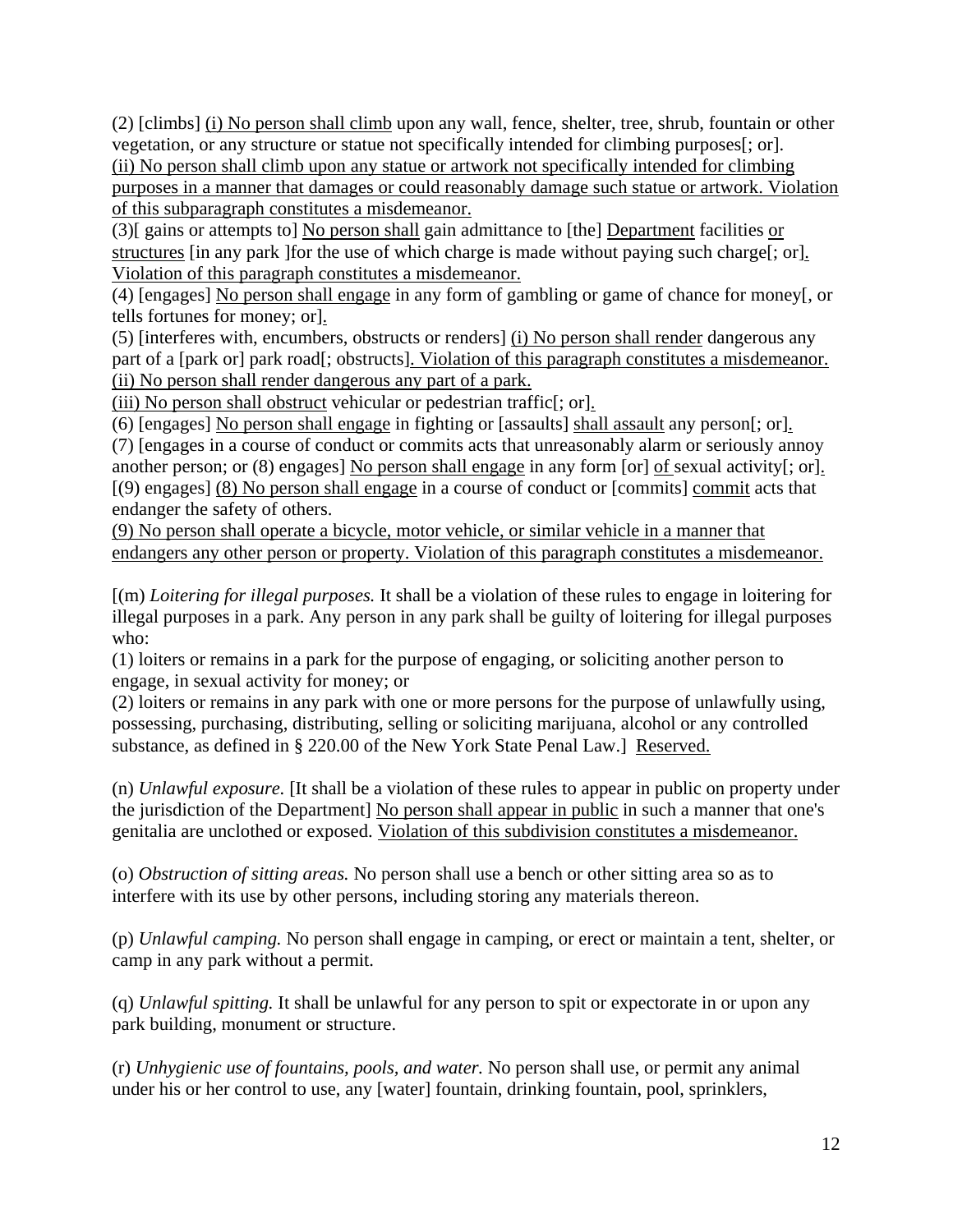(2) [climbs] (i) No person shall climb upon any wall, fence, shelter, tree, shrub, fountain or other vegetation, or any structure or statue not specifically intended for climbing purposes[; or].
(ii) No person shall climb upon any statue or artwork not specifically intended for climbing purposes in a manner that damages or could reasonably damage such statue or artwork. Violation of this subparagraph constitutes a misdemeanor.
(3)[ gains or attempts to] No person shall gain admittance to [the] Department facilities or structures [in any park ]for the use of which charge is made without paying such charge[; or]. Violation of this paragraph constitutes a misdemeanor.
(4) [engages] No person shall engage in any form of gambling or game of chance for money[, or tells fortunes for money; or].
(5) [interferes with, encumbers, obstructs or renders] (i) No person shall render dangerous any part of a [park or] park road[; obstructs]. Violation of this paragraph constitutes a misdemeanor.
(ii) No person shall render dangerous any part of a park.
(iii) No person shall obstruct vehicular or pedestrian traffic[; or].
(6) [engages] No person shall engage in fighting or [assaults] shall assault any person[; or].
(7) [engages in a course of conduct or commits acts that unreasonably alarm or seriously annoy another person; or (8) engages] No person shall engage in any form [or] of sexual activity[; or].
[(9) engages] (8) No person shall engage in a course of conduct or [commits] commit acts that endanger the safety of others.
(9) No person shall operate a bicycle, motor vehicle, or similar vehicle in a manner that endangers any other person or property. Violation of this paragraph constitutes a misdemeanor.

[(m) *Loitering for illegal purposes.* It shall be a violation of these rules to engage in loitering for illegal purposes in a park. Any person in any park shall be guilty of loitering for illegal purposes who:
(1) loiters or remains in a park for the purpose of engaging, or soliciting another person to engage, in sexual activity for money; or
(2) loiters or remains in any park with one or more persons for the purpose of unlawfully using, possessing, purchasing, distributing, selling or soliciting marijuana, alcohol or any controlled substance, as defined in § 220.00 of the New York State Penal Law.] Reserved.

(n) *Unlawful exposure.* [It shall be a violation of these rules to appear in public on property under the jurisdiction of the Department] No person shall appear in public in such a manner that one's genitalia are unclothed or exposed. Violation of this subdivision constitutes a misdemeanor.

(o) *Obstruction of sitting areas.* No person shall use a bench or other sitting area so as to interfere with its use by other persons, including storing any materials thereon.

(p) *Unlawful camping.* No person shall engage in camping, or erect or maintain a tent, shelter, or camp in any park without a permit.

(q) *Unlawful spitting.* It shall be unlawful for any person to spit or expectorate in or upon any park building, monument or structure.

(r) *Unhygienic use of fountains, pools, and water.* No person shall use, or permit any animal under his or her control to use, any [water] fountain, drinking fountain, pool, sprinklers,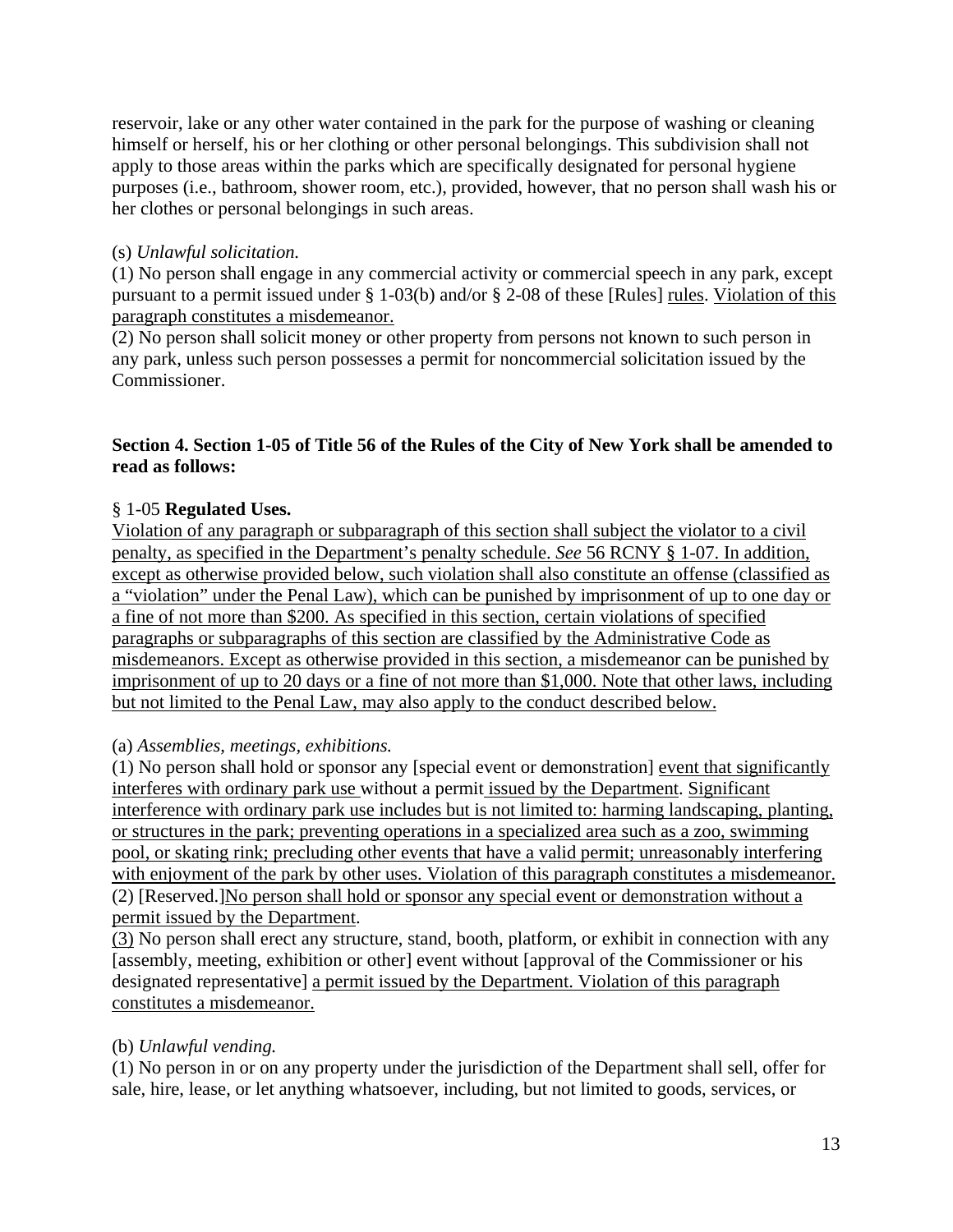reservoir, lake or any other water contained in the park for the purpose of washing or cleaning himself or herself, his or her clothing or other personal belongings. This subdivision shall not apply to those areas within the parks which are specifically designated for personal hygiene purposes (i.e., bathroom, shower room, etc.), provided, however, that no person shall wash his or her clothes or personal belongings in such areas.

(s) *Unlawful solicitation.*
(1) No person shall engage in any commercial activity or commercial speech in any park, except pursuant to a permit issued under § 1-03(b) and/or § 2-08 of these [Rules] rules. Violation of this paragraph constitutes a misdemeanor.
(2) No person shall solicit money or other property from persons not known to such person in any park, unless such person possesses a permit for noncommercial solicitation issued by the Commissioner.

**Section 4. Section 1-05 of Title 56 of the Rules of the City of New York shall be amended to read as follows:**

§ 1-05 **Regulated Uses.**
Violation of any paragraph or subparagraph of this section shall subject the violator to a civil penalty, as specified in the Department's penalty schedule. *See* 56 RCNY § 1-07. In addition, except as otherwise provided below, such violation shall also constitute an offense (classified as a "violation" under the Penal Law), which can be punished by imprisonment of up to one day or a fine of not more than $200. As specified in this section, certain violations of specified paragraphs or subparagraphs of this section are classified by the Administrative Code as misdemeanors. Except as otherwise provided in this section, a misdemeanor can be punished by imprisonment of up to 20 days or a fine of not more than $1,000. Note that other laws, including but not limited to the Penal Law, may also apply to the conduct described below.

(a) *Assemblies, meetings, exhibitions.*
(1) No person shall hold or sponsor any [special event or demonstration] event that significantly interferes with ordinary park use without a permit issued by the Department. Significant interference with ordinary park use includes but is not limited to: harming landscaping, planting, or structures in the park; preventing operations in a specialized area such as a zoo, swimming pool, or skating rink; precluding other events that have a valid permit; unreasonably interfering with enjoyment of the park by other uses. Violation of this paragraph constitutes a misdemeanor.
(2) [Reserved.]No person shall hold or sponsor any special event or demonstration without a permit issued by the Department.
(3) No person shall erect any structure, stand, booth, platform, or exhibit in connection with any [assembly, meeting, exhibition or other] event without [approval of the Commissioner or his designated representative] a permit issued by the Department. Violation of this paragraph constitutes a misdemeanor.

(b) *Unlawful vending.*
(1) No person in or on any property under the jurisdiction of the Department shall sell, offer for sale, hire, lease, or let anything whatsoever, including, but not limited to goods, services, or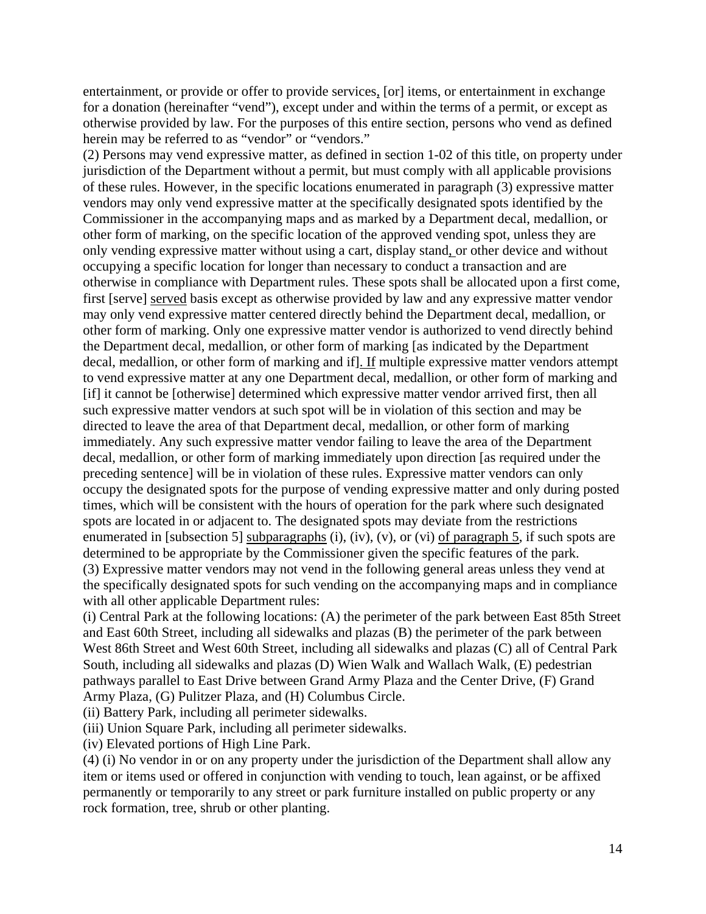entertainment, or provide or offer to provide services, [or] items, or entertainment in exchange for a donation (hereinafter "vend"), except under and within the terms of a permit, or except as otherwise provided by law. For the purposes of this entire section, persons who vend as defined herein may be referred to as "vendor" or "vendors."

(2) Persons may vend expressive matter, as defined in section 1-02 of this title, on property under jurisdiction of the Department without a permit, but must comply with all applicable provisions of these rules. However, in the specific locations enumerated in paragraph (3) expressive matter vendors may only vend expressive matter at the specifically designated spots identified by the Commissioner in the accompanying maps and as marked by a Department decal, medallion, or other form of marking, on the specific location of the approved vending spot, unless they are only vending expressive matter without using a cart, display stand, or other device and without occupying a specific location for longer than necessary to conduct a transaction and are otherwise in compliance with Department rules. These spots shall be allocated upon a first come, first [serve] served basis except as otherwise provided by law and any expressive matter vendor may only vend expressive matter centered directly behind the Department decal, medallion, or other form of marking. Only one expressive matter vendor is authorized to vend directly behind the Department decal, medallion, or other form of marking [as indicated by the Department decal, medallion, or other form of marking and if]. If multiple expressive matter vendors attempt to vend expressive matter at any one Department decal, medallion, or other form of marking and [if] it cannot be [otherwise] determined which expressive matter vendor arrived first, then all such expressive matter vendors at such spot will be in violation of this section and may be directed to leave the area of that Department decal, medallion, or other form of marking immediately. Any such expressive matter vendor failing to leave the area of the Department decal, medallion, or other form of marking immediately upon direction [as required under the preceding sentence] will be in violation of these rules. Expressive matter vendors can only occupy the designated spots for the purpose of vending expressive matter and only during posted times, which will be consistent with the hours of operation for the park where such designated spots are located in or adjacent to. The designated spots may deviate from the restrictions enumerated in [subsection 5] subparagraphs (i), (iv), (v), or (vi) of paragraph 5, if such spots are determined to be appropriate by the Commissioner given the specific features of the park.

(3) Expressive matter vendors may not vend in the following general areas unless they vend at the specifically designated spots for such vending on the accompanying maps and in compliance with all other applicable Department rules:

(i) Central Park at the following locations: (A) the perimeter of the park between East 85th Street and East 60th Street, including all sidewalks and plazas (B) the perimeter of the park between West 86th Street and West 60th Street, including all sidewalks and plazas (C) all of Central Park South, including all sidewalks and plazas (D) Wien Walk and Wallach Walk, (E) pedestrian pathways parallel to East Drive between Grand Army Plaza and the Center Drive, (F) Grand Army Plaza, (G) Pulitzer Plaza, and (H) Columbus Circle.

(ii) Battery Park, including all perimeter sidewalks.

(iii) Union Square Park, including all perimeter sidewalks.

(iv) Elevated portions of High Line Park.

(4) (i) No vendor in or on any property under the jurisdiction of the Department shall allow any item or items used or offered in conjunction with vending to touch, lean against, or be affixed permanently or temporarily to any street or park furniture installed on public property or any rock formation, tree, shrub or other planting.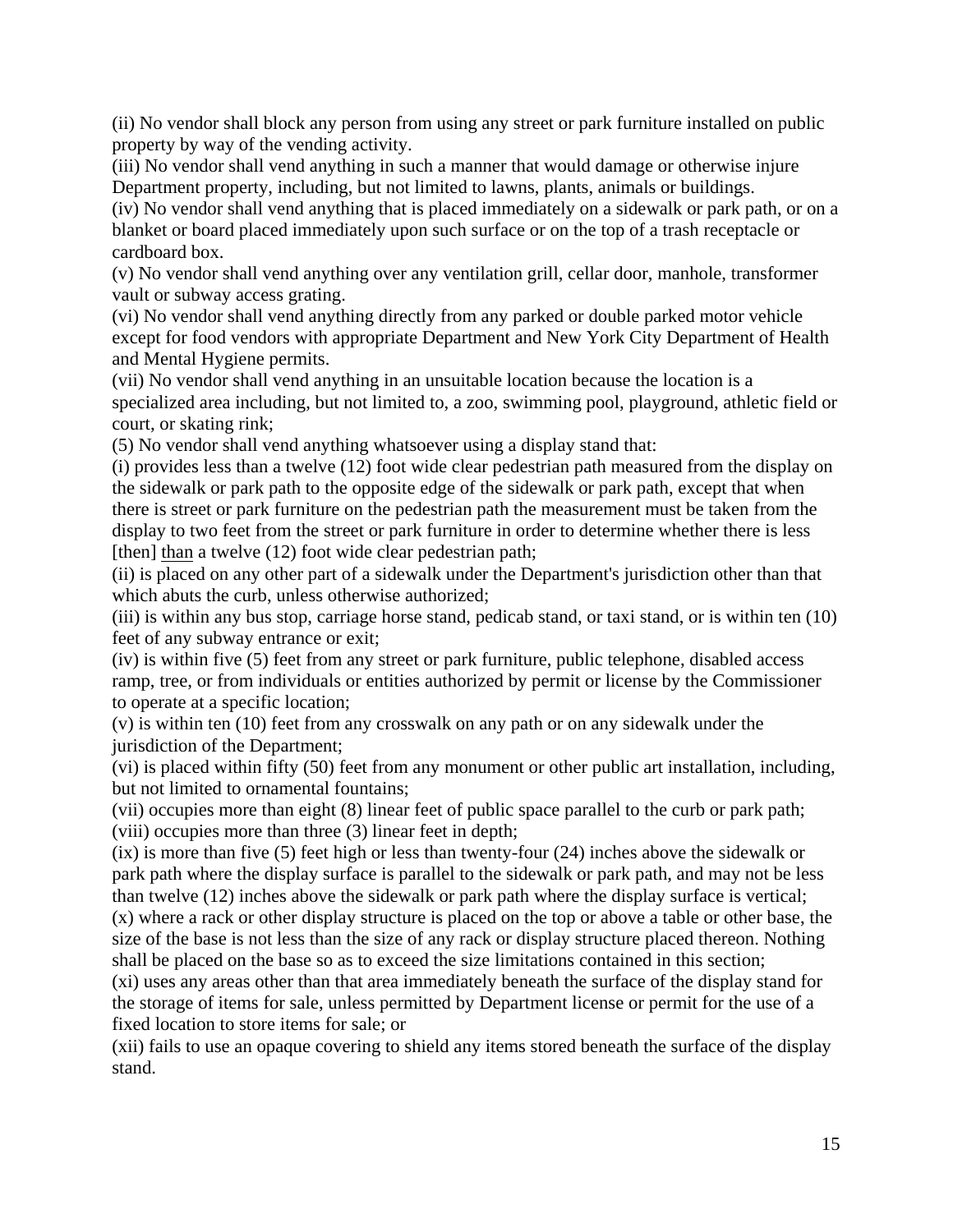(ii) No vendor shall block any person from using any street or park furniture installed on public property by way of the vending activity.

(iii) No vendor shall vend anything in such a manner that would damage or otherwise injure Department property, including, but not limited to lawns, plants, animals or buildings.

(iv) No vendor shall vend anything that is placed immediately on a sidewalk or park path, or on a blanket or board placed immediately upon such surface or on the top of a trash receptacle or cardboard box.

(v) No vendor shall vend anything over any ventilation grill, cellar door, manhole, transformer vault or subway access grating.

(vi) No vendor shall vend anything directly from any parked or double parked motor vehicle except for food vendors with appropriate Department and New York City Department of Health and Mental Hygiene permits.

(vii) No vendor shall vend anything in an unsuitable location because the location is a specialized area including, but not limited to, a zoo, swimming pool, playground, athletic field or court, or skating rink;

(5) No vendor shall vend anything whatsoever using a display stand that:

(i) provides less than a twelve (12) foot wide clear pedestrian path measured from the display on the sidewalk or park path to the opposite edge of the sidewalk or park path, except that when there is street or park furniture on the pedestrian path the measurement must be taken from the display to two feet from the street or park furniture in order to determine whether there is less [then] <u>than</u> a twelve (12) foot wide clear pedestrian path;

(ii) is placed on any other part of a sidewalk under the Department's jurisdiction other than that which abuts the curb, unless otherwise authorized;

(iii) is within any bus stop, carriage horse stand, pedicab stand, or taxi stand, or is within ten (10) feet of any subway entrance or exit;

(iv) is within five (5) feet from any street or park furniture, public telephone, disabled access ramp, tree, or from individuals or entities authorized by permit or license by the Commissioner to operate at a specific location;

(v) is within ten (10) feet from any crosswalk on any path or on any sidewalk under the jurisdiction of the Department;

(vi) is placed within fifty (50) feet from any monument or other public art installation, including, but not limited to ornamental fountains;

(vii) occupies more than eight (8) linear feet of public space parallel to the curb or park path;

(viii) occupies more than three (3) linear feet in depth;

(ix) is more than five (5) feet high or less than twenty-four (24) inches above the sidewalk or park path where the display surface is parallel to the sidewalk or park path, and may not be less than twelve (12) inches above the sidewalk or park path where the display surface is vertical;

(x) where a rack or other display structure is placed on the top or above a table or other base, the size of the base is not less than the size of any rack or display structure placed thereon. Nothing shall be placed on the base so as to exceed the size limitations contained in this section;

(xi) uses any areas other than that area immediately beneath the surface of the display stand for the storage of items for sale, unless permitted by Department license or permit for the use of a fixed location to store items for sale; or

(xii) fails to use an opaque covering to shield any items stored beneath the surface of the display stand.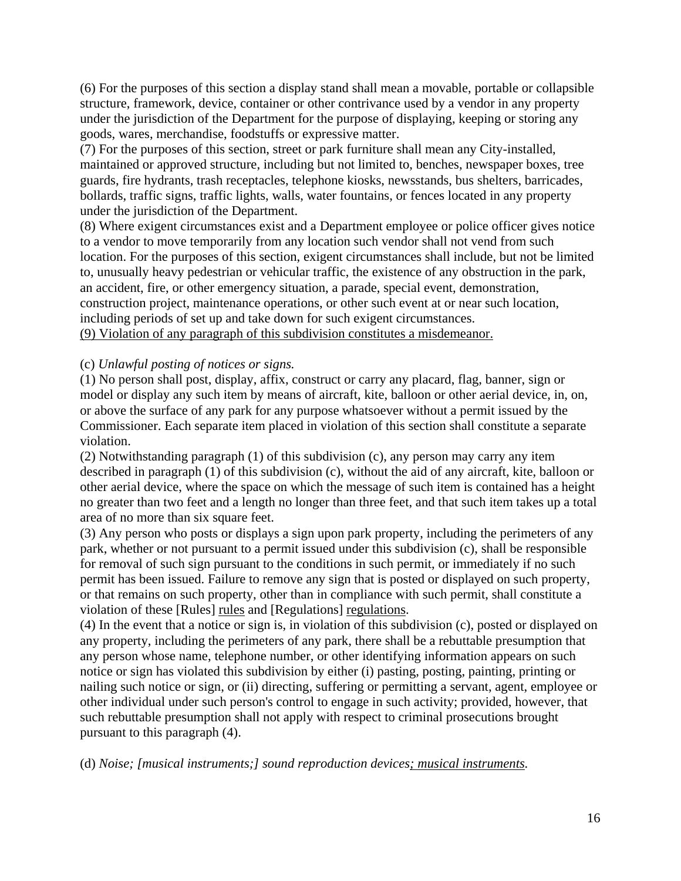(6) For the purposes of this section a display stand shall mean a movable, portable or collapsible structure, framework, device, container or other contrivance used by a vendor in any property under the jurisdiction of the Department for the purpose of displaying, keeping or storing any goods, wares, merchandise, foodstuffs or expressive matter.
(7) For the purposes of this section, street or park furniture shall mean any City-installed, maintained or approved structure, including but not limited to, benches, newspaper boxes, tree guards, fire hydrants, trash receptacles, telephone kiosks, newsstands, bus shelters, barricades, bollards, traffic signs, traffic lights, walls, water fountains, or fences located in any property under the jurisdiction of the Department.
(8) Where exigent circumstances exist and a Department employee or police officer gives notice to a vendor to move temporarily from any location such vendor shall not vend from such location. For the purposes of this section, exigent circumstances shall include, but not be limited to, unusually heavy pedestrian or vehicular traffic, the existence of any obstruction in the park, an accident, fire, or other emergency situation, a parade, special event, demonstration, construction project, maintenance operations, or other such event at or near such location, including periods of set up and take down for such exigent circumstances.
<u>(9) Violation of any paragraph of this subdivision constitutes a misdemeanor.</u>

(c) *Unlawful posting of notices or signs.*
(1) No person shall post, display, affix, construct or carry any placard, flag, banner, sign or model or display any such item by means of aircraft, kite, balloon or other aerial device, in, on, or above the surface of any park for any purpose whatsoever without a permit issued by the Commissioner. Each separate item placed in violation of this section shall constitute a separate violation.
(2) Notwithstanding paragraph (1) of this subdivision (c), any person may carry any item described in paragraph (1) of this subdivision (c), without the aid of any aircraft, kite, balloon or other aerial device, where the space on which the message of such item is contained has a height no greater than two feet and a length no longer than three feet, and that such item takes up a total area of no more than six square feet.
(3) Any person who posts or displays a sign upon park property, including the perimeters of any park, whether or not pursuant to a permit issued under this subdivision (c), shall be responsible for removal of such sign pursuant to the conditions in such permit, or immediately if no such permit has been issued. Failure to remove any sign that is posted or displayed on such property, or that remains on such property, other than in compliance with such permit, shall constitute a violation of these [Rules] <u>rules</u> and [Regulations] <u>regulations</u>.
(4) In the event that a notice or sign is, in violation of this subdivision (c), posted or displayed on any property, including the perimeters of any park, there shall be a rebuttable presumption that any person whose name, telephone number, or other identifying information appears on such notice or sign has violated this subdivision by either (i) pasting, posting, painting, printing or nailing such notice or sign, or (ii) directing, suffering or permitting a servant, agent, employee or other individual under such person's control to engage in such activity; provided, however, that such rebuttable presumption shall not apply with respect to criminal prosecutions brought pursuant to this paragraph (4).

(d) *Noise; [musical instruments;] sound reproduction devices<u>; musical instruments</u>.*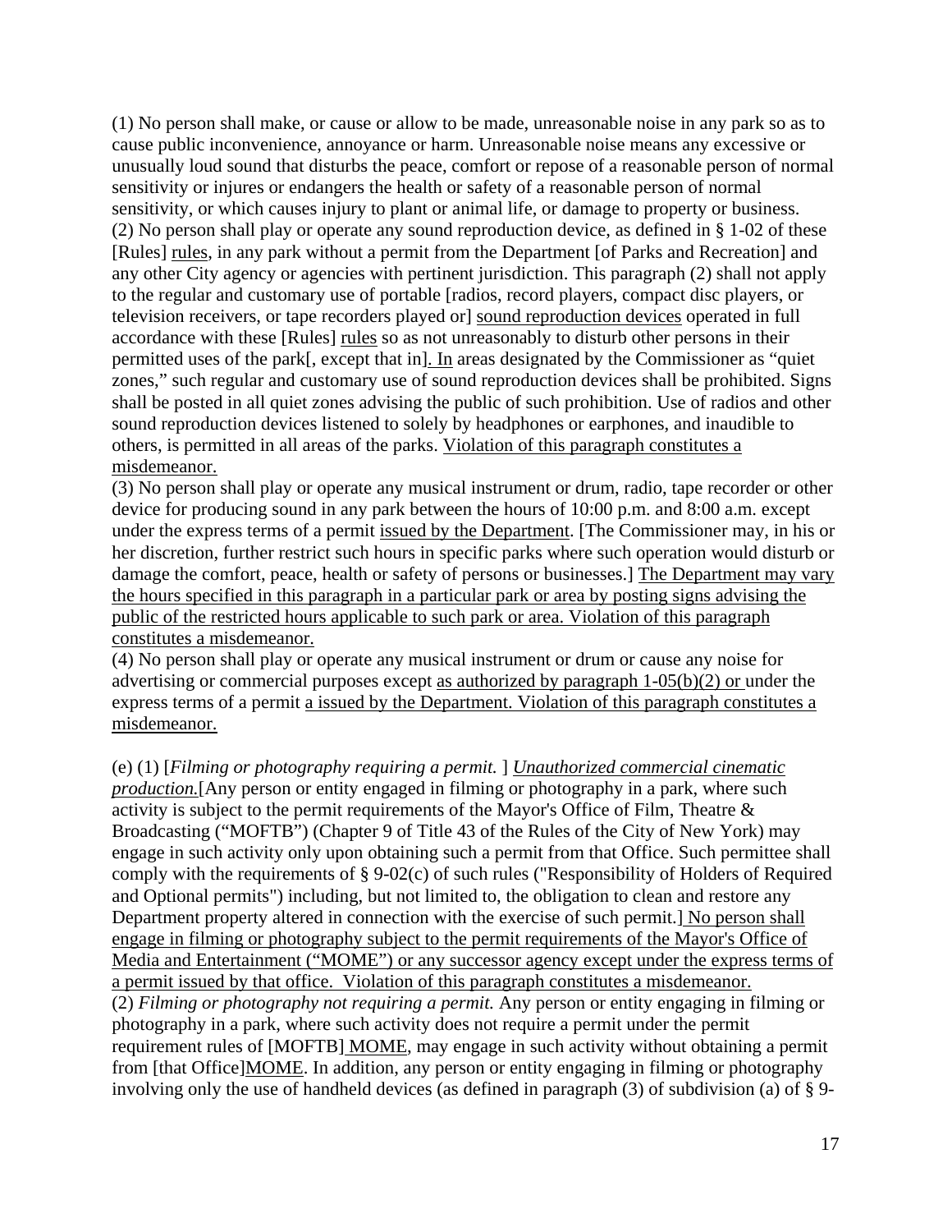(1) No person shall make, or cause or allow to be made, unreasonable noise in any park so as to cause public inconvenience, annoyance or harm. Unreasonable noise means any excessive or unusually loud sound that disturbs the peace, comfort or repose of a reasonable person of normal sensitivity or injures or endangers the health or safety of a reasonable person of normal sensitivity, or which causes injury to plant or animal life, or damage to property or business.
(2) No person shall play or operate any sound reproduction device, as defined in § 1-02 of these [Rules] rules, in any park without a permit from the Department [of Parks and Recreation] and any other City agency or agencies with pertinent jurisdiction. This paragraph (2) shall not apply to the regular and customary use of portable [radios, record players, compact disc players, or television receivers, or tape recorders played or] sound reproduction devices operated in full accordance with these [Rules] rules so as not unreasonably to disturb other persons in their permitted uses of the park[, except that in]. In areas designated by the Commissioner as "quiet zones," such regular and customary use of sound reproduction devices shall be prohibited. Signs shall be posted in all quiet zones advising the public of such prohibition. Use of radios and other sound reproduction devices listened to solely by headphones or earphones, and inaudible to others, is permitted in all areas of the parks. Violation of this paragraph constitutes a misdemeanor.
(3) No person shall play or operate any musical instrument or drum, radio, tape recorder or other device for producing sound in any park between the hours of 10:00 p.m. and 8:00 a.m. except under the express terms of a permit issued by the Department. [The Commissioner may, in his or her discretion, further restrict such hours in specific parks where such operation would disturb or damage the comfort, peace, health or safety of persons or businesses.] The Department may vary the hours specified in this paragraph in a particular park or area by posting signs advising the public of the restricted hours applicable to such park or area. Violation of this paragraph constitutes a misdemeanor.
(4) No person shall play or operate any musical instrument or drum or cause any noise for advertising or commercial purposes except as authorized by paragraph 1-05(b)(2) or under the express terms of a permit a issued by the Department. Violation of this paragraph constitutes a misdemeanor.

(e) (1) [*Filming or photography requiring a permit.* ] *Unauthorized commercial cinematic production.*[Any person or entity engaged in filming or photography in a park, where such activity is subject to the permit requirements of the Mayor's Office of Film, Theatre & Broadcasting ("MOFTB") (Chapter 9 of Title 43 of the Rules of the City of New York) may engage in such activity only upon obtaining such a permit from that Office. Such permittee shall comply with the requirements of § 9-02(c) of such rules ("Responsibility of Holders of Required and Optional permits") including, but not limited to, the obligation to clean and restore any Department property altered in connection with the exercise of such permit.] No person shall engage in filming or photography subject to the permit requirements of the Mayor's Office of Media and Entertainment ("MOME") or any successor agency except under the express terms of a permit issued by that office. Violation of this paragraph constitutes a misdemeanor.
(2) *Filming or photography not requiring a permit.* Any person or entity engaging in filming or photography in a park, where such activity does not require a permit under the permit requirement rules of [MOFTB] MOME, may engage in such activity without obtaining a permit from [that Office]MOME. In addition, any person or entity engaging in filming or photography involving only the use of handheld devices (as defined in paragraph (3) of subdivision (a) of § 9-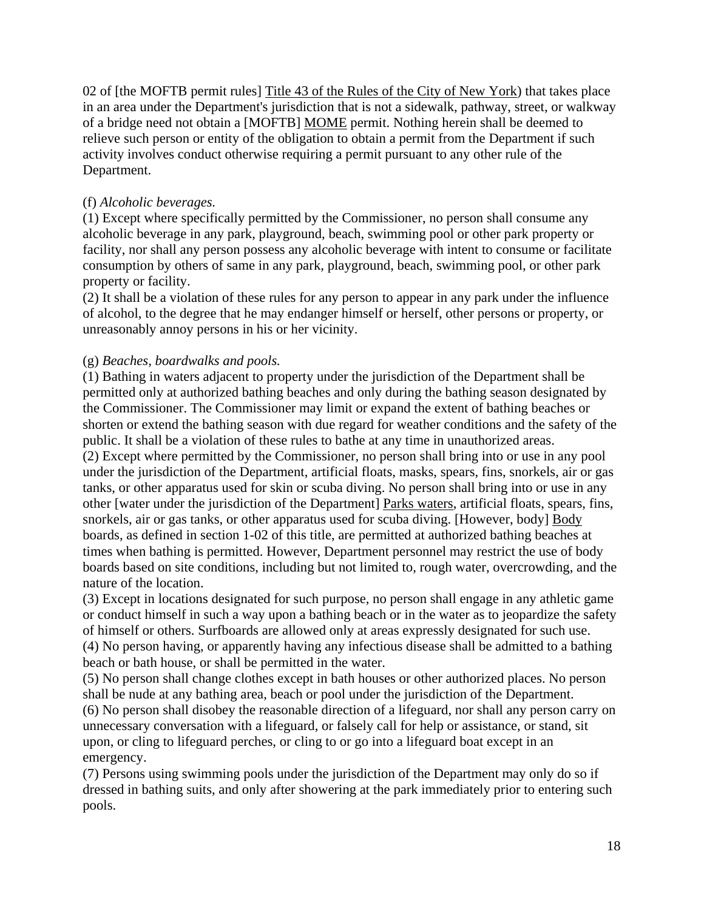02 of [the MOFTB permit rules] Title 43 of the Rules of the City of New York) that takes place in an area under the Department's jurisdiction that is not a sidewalk, pathway, street, or walkway of a bridge need not obtain a [MOFTB] MOME permit. Nothing herein shall be deemed to relieve such person or entity of the obligation to obtain a permit from the Department if such activity involves conduct otherwise requiring a permit pursuant to any other rule of the Department.

(f) *Alcoholic beverages.*
(1) Except where specifically permitted by the Commissioner, no person shall consume any alcoholic beverage in any park, playground, beach, swimming pool or other park property or facility, nor shall any person possess any alcoholic beverage with intent to consume or facilitate consumption by others of same in any park, playground, beach, swimming pool, or other park property or facility.
(2) It shall be a violation of these rules for any person to appear in any park under the influence of alcohol, to the degree that he may endanger himself or herself, other persons or property, or unreasonably annoy persons in his or her vicinity.

(g) *Beaches, boardwalks and pools.*
(1) Bathing in waters adjacent to property under the jurisdiction of the Department shall be permitted only at authorized bathing beaches and only during the bathing season designated by the Commissioner. The Commissioner may limit or expand the extent of bathing beaches or shorten or extend the bathing season with due regard for weather conditions and the safety of the public. It shall be a violation of these rules to bathe at any time in unauthorized areas.
(2) Except where permitted by the Commissioner, no person shall bring into or use in any pool under the jurisdiction of the Department, artificial floats, masks, spears, fins, snorkels, air or gas tanks, or other apparatus used for skin or scuba diving. No person shall bring into or use in any other [water under the jurisdiction of the Department] Parks waters, artificial floats, spears, fins, snorkels, air or gas tanks, or other apparatus used for scuba diving. [However, body] Body boards, as defined in section 1-02 of this title, are permitted at authorized bathing beaches at times when bathing is permitted. However, Department personnel may restrict the use of body boards based on site conditions, including but not limited to, rough water, overcrowding, and the nature of the location.
(3) Except in locations designated for such purpose, no person shall engage in any athletic game or conduct himself in such a way upon a bathing beach or in the water as to jeopardize the safety of himself or others. Surfboards are allowed only at areas expressly designated for such use.
(4) No person having, or apparently having any infectious disease shall be admitted to a bathing beach or bath house, or shall be permitted in the water.
(5) No person shall change clothes except in bath houses or other authorized places. No person shall be nude at any bathing area, beach or pool under the jurisdiction of the Department.
(6) No person shall disobey the reasonable direction of a lifeguard, nor shall any person carry on unnecessary conversation with a lifeguard, or falsely call for help or assistance, or stand, sit upon, or cling to lifeguard perches, or cling to or go into a lifeguard boat except in an emergency.
(7) Persons using swimming pools under the jurisdiction of the Department may only do so if dressed in bathing suits, and only after showering at the park immediately prior to entering such pools.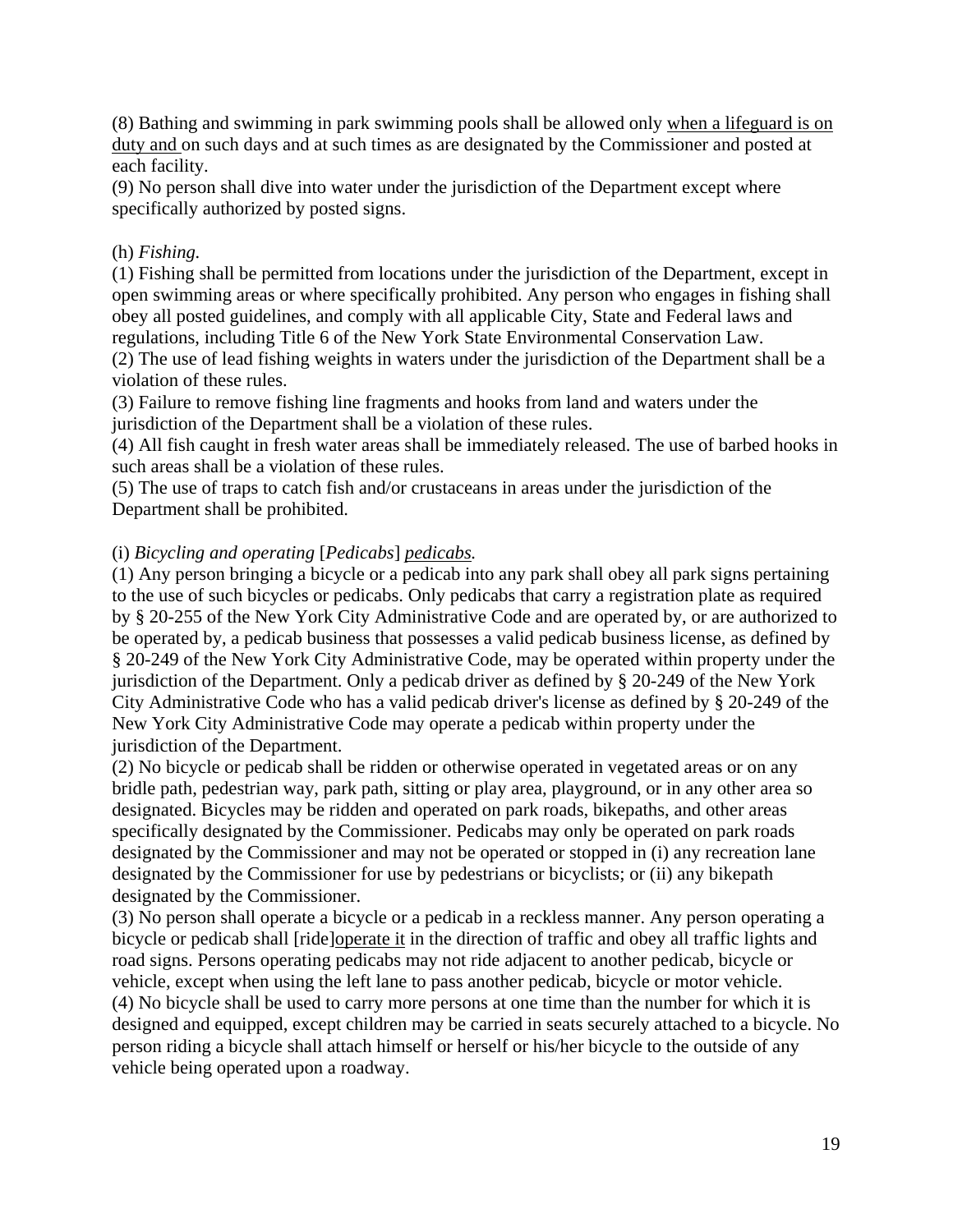(8) Bathing and swimming in park swimming pools shall be allowed only <u>when a lifeguard is on duty and </u>on such days and at such times as are designated by the Commissioner and posted at each facility.
(9) No person shall dive into water under the jurisdiction of the Department except where specifically authorized by posted signs.

(h) *Fishing.*
(1) Fishing shall be permitted from locations under the jurisdiction of the Department, except in open swimming areas or where specifically prohibited. Any person who engages in fishing shall obey all posted guidelines, and comply with all applicable City, State and Federal laws and regulations, including Title 6 of the New York State Environmental Conservation Law.
(2) The use of lead fishing weights in waters under the jurisdiction of the Department shall be a violation of these rules.
(3) Failure to remove fishing line fragments and hooks from land and waters under the jurisdiction of the Department shall be a violation of these rules.
(4) All fish caught in fresh water areas shall be immediately released. The use of barbed hooks in such areas shall be a violation of these rules.
(5) The use of traps to catch fish and/or crustaceans in areas under the jurisdiction of the Department shall be prohibited.

(i) *Bicycling and operating* [*Pedicabs*] <u>*pedicabs.*</u>
(1) Any person bringing a bicycle or a pedicab into any park shall obey all park signs pertaining to the use of such bicycles or pedicabs. Only pedicabs that carry a registration plate as required by § 20-255 of the New York City Administrative Code and are operated by, or are authorized to be operated by, a pedicab business that possesses a valid pedicab business license, as defined by § 20-249 of the New York City Administrative Code, may be operated within property under the jurisdiction of the Department. Only a pedicab driver as defined by § 20-249 of the New York City Administrative Code who has a valid pedicab driver's license as defined by § 20-249 of the New York City Administrative Code may operate a pedicab within property under the jurisdiction of the Department.
(2) No bicycle or pedicab shall be ridden or otherwise operated in vegetated areas or on any bridle path, pedestrian way, park path, sitting or play area, playground, or in any other area so designated. Bicycles may be ridden and operated on park roads, bikepaths, and other areas specifically designated by the Commissioner. Pedicabs may only be operated on park roads designated by the Commissioner and may not be operated or stopped in (i) any recreation lane designated by the Commissioner for use by pedestrians or bicyclists; or (ii) any bikepath designated by the Commissioner.
(3) No person shall operate a bicycle or a pedicab in a reckless manner. Any person operating a bicycle or pedicab shall [ride]<u>operate it</u> in the direction of traffic and obey all traffic lights and road signs. Persons operating pedicabs may not ride adjacent to another pedicab, bicycle or vehicle, except when using the left lane to pass another pedicab, bicycle or motor vehicle.
(4) No bicycle shall be used to carry more persons at one time than the number for which it is designed and equipped, except children may be carried in seats securely attached to a bicycle. No person riding a bicycle shall attach himself or herself or his/her bicycle to the outside of any vehicle being operated upon a roadway.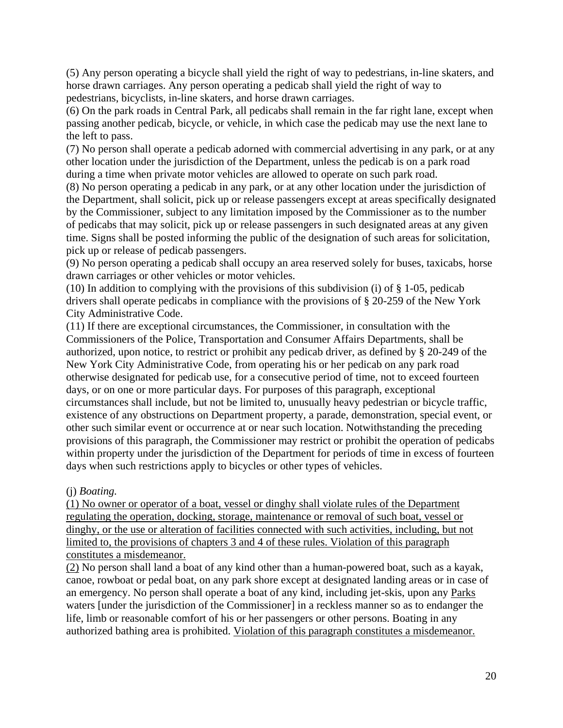(5) Any person operating a bicycle shall yield the right of way to pedestrians, in-line skaters, and horse drawn carriages. Any person operating a pedicab shall yield the right of way to pedestrians, bicyclists, in-line skaters, and horse drawn carriages.

(6) On the park roads in Central Park, all pedicabs shall remain in the far right lane, except when passing another pedicab, bicycle, or vehicle, in which case the pedicab may use the next lane to the left to pass.

(7) No person shall operate a pedicab adorned with commercial advertising in any park, or at any other location under the jurisdiction of the Department, unless the pedicab is on a park road during a time when private motor vehicles are allowed to operate on such park road.

(8) No person operating a pedicab in any park, or at any other location under the jurisdiction of the Department, shall solicit, pick up or release passengers except at areas specifically designated by the Commissioner, subject to any limitation imposed by the Commissioner as to the number of pedicabs that may solicit, pick up or release passengers in such designated areas at any given time. Signs shall be posted informing the public of the designation of such areas for solicitation, pick up or release of pedicab passengers.

(9) No person operating a pedicab shall occupy an area reserved solely for buses, taxicabs, horse drawn carriages or other vehicles or motor vehicles.

(10) In addition to complying with the provisions of this subdivision (i) of § 1-05, pedicab drivers shall operate pedicabs in compliance with the provisions of § 20-259 of the New York City Administrative Code.

(11) If there are exceptional circumstances, the Commissioner, in consultation with the Commissioners of the Police, Transportation and Consumer Affairs Departments, shall be authorized, upon notice, to restrict or prohibit any pedicab driver, as defined by § 20-249 of the New York City Administrative Code, from operating his or her pedicab on any park road otherwise designated for pedicab use, for a consecutive period of time, not to exceed fourteen days, or on one or more particular days. For purposes of this paragraph, exceptional circumstances shall include, but not be limited to, unusually heavy pedestrian or bicycle traffic, existence of any obstructions on Department property, a parade, demonstration, special event, or other such similar event or occurrence at or near such location. Notwithstanding the preceding provisions of this paragraph, the Commissioner may restrict or prohibit the operation of pedicabs within property under the jurisdiction of the Department for periods of time in excess of fourteen days when such restrictions apply to bicycles or other types of vehicles.

(j) *Boating.*

<u>(1) No owner or operator of a boat, vessel or dinghy shall violate rules of the Department regulating the operation, docking, storage, maintenance or removal of such boat, vessel or dinghy, or the use or alteration of facilities connected with such activities, including, but not limited to, the provisions of chapters 3 and 4 of these rules. Violation of this paragraph constitutes a misdemeanor.</u>

<u>(2)</u> No person shall land a boat of any kind other than a human-powered boat, such as a kayak, canoe, rowboat or pedal boat, on any park shore except at designated landing areas or in case of an emergency. No person shall operate a boat of any kind, including jet-skis, upon any <u>Parks</u> waters [under the jurisdiction of the Commissioner] in a reckless manner so as to endanger the life, limb or reasonable comfort of his or her passengers or other persons. Boating in any authorized bathing area is prohibited. <u>Violation of this paragraph constitutes a misdemeanor.</u>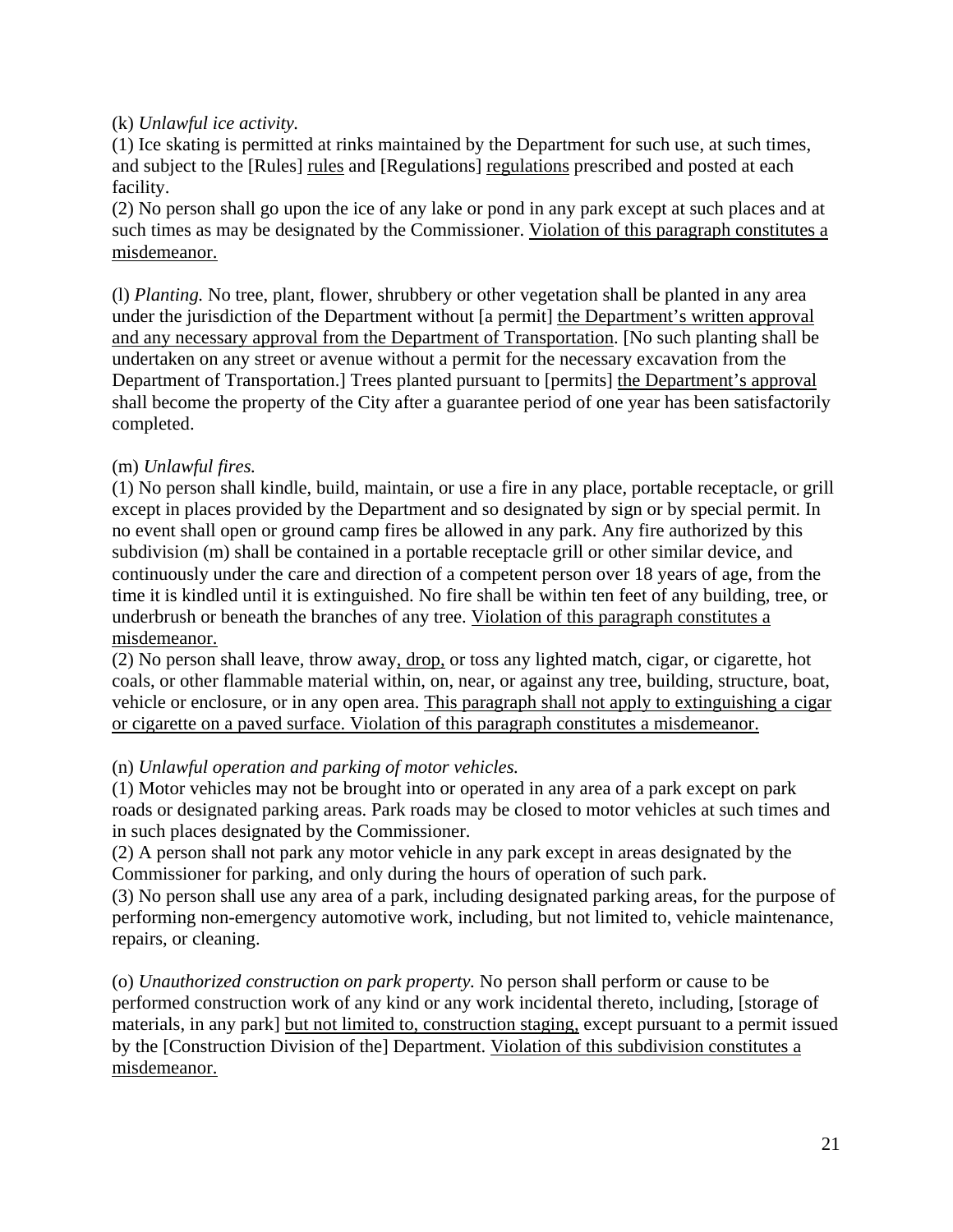(k) *Unlawful ice activity.*
(1) Ice skating is permitted at rinks maintained by the Department for such use, at such times, and subject to the [Rules] <u>rules</u> and [Regulations] <u>regulations</u> prescribed and posted at each facility.
(2) No person shall go upon the ice of any lake or pond in any park except at such places and at such times as may be designated by the Commissioner. <u>Violation of this paragraph constitutes a misdemeanor.</u>

(l) *Planting.* No tree, plant, flower, shrubbery or other vegetation shall be planted in any area under the jurisdiction of the Department without [a permit] <u>the Department's written approval and any necessary approval from the Department of Transportation</u>. [No such planting shall be undertaken on any street or avenue without a permit for the necessary excavation from the Department of Transportation.] Trees planted pursuant to [permits] <u>the Department's approval</u> shall become the property of the City after a guarantee period of one year has been satisfactorily completed.

(m) *Unlawful fires.*
(1) No person shall kindle, build, maintain, or use a fire in any place, portable receptacle, or grill except in places provided by the Department and so designated by sign or by special permit. In no event shall open or ground camp fires be allowed in any park. Any fire authorized by this subdivision (m) shall be contained in a portable receptacle grill or other similar device, and continuously under the care and direction of a competent person over 18 years of age, from the time it is kindled until it is extinguished. No fire shall be within ten feet of any building, tree, or underbrush or beneath the branches of any tree. <u>Violation of this paragraph constitutes a misdemeanor.</u>
(2) No person shall leave, throw away<u>, drop,</u> or toss any lighted match, cigar, or cigarette, hot coals, or other flammable material within, on, near, or against any tree, building, structure, boat, vehicle or enclosure, or in any open area. <u>This paragraph shall not apply to extinguishing a cigar or cigarette on a paved surface. Violation of this paragraph constitutes a misdemeanor.</u>

(n) *Unlawful operation and parking of motor vehicles.*
(1) Motor vehicles may not be brought into or operated in any area of a park except on park roads or designated parking areas. Park roads may be closed to motor vehicles at such times and in such places designated by the Commissioner.
(2) A person shall not park any motor vehicle in any park except in areas designated by the Commissioner for parking, and only during the hours of operation of such park.
(3) No person shall use any area of a park, including designated parking areas, for the purpose of performing non-emergency automotive work, including, but not limited to, vehicle maintenance, repairs, or cleaning.

(o) *Unauthorized construction on park property.* No person shall perform or cause to be performed construction work of any kind or any work incidental thereto, including, [storage of materials, in any park] <u>but not limited to, construction staging,</u> except pursuant to a permit issued by the [Construction Division of the] Department. <u>Violation of this subdivision constitutes a misdemeanor.</u>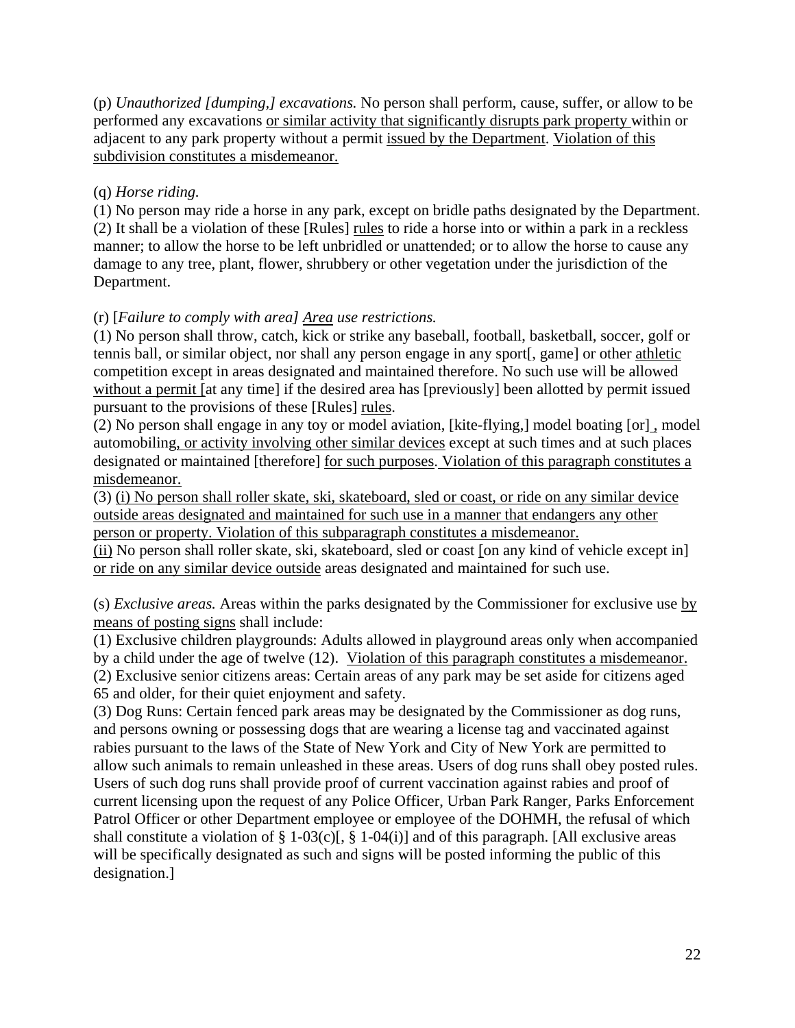(p) *Unauthorized [dumping,] excavations.* No person shall perform, cause, suffer, or allow to be performed any excavations <u>or similar activity that significantly disrupts park property</u> within or adjacent to any park property without a permit <u>issued by the Department</u>. <u>Violation of this subdivision constitutes a misdemeanor.</u>

(q) *Horse riding.*
(1) No person may ride a horse in any park, except on bridle paths designated by the Department.
(2) It shall be a violation of these [Rules] <u>rules</u> to ride a horse into or within a park in a reckless manner; to allow the horse to be left unbridled or unattended; or to allow the horse to cause any damage to any tree, plant, flower, shrubbery or other vegetation under the jurisdiction of the Department.

(r) [*Failure to comply with area] <u>Area</u> use restrictions.*
(1) No person shall throw, catch, kick or strike any baseball, football, basketball, soccer, golf or tennis ball, or similar object, nor shall any person engage in any sport[, game] or other <u>athletic</u> competition except in areas designated and maintained therefore. No such use will be allowed <u>without a permit</u> [at any time] if the desired area has [previously] been allotted by permit issued pursuant to the provisions of these [Rules] <u>rules</u>.
(2) No person shall engage in any toy or model aviation, [kite-flying,] model boating [or]<u>,</u> model automobiling<u>, or activity involving other similar devices</u> except at such times and at such places designated or maintained [therefore] <u>for such purposes</u>. <u>Violation of this paragraph constitutes a misdemeanor.</u>
(3) <u>(i) No person shall roller skate, ski, skateboard, sled or coast, or ride on any similar device outside areas designated and maintained for such use in a manner that endangers any other person or property. Violation of this subparagraph constitutes a misdemeanor.</u>
<u>(ii)</u> No person shall roller skate, ski, skateboard, sled or coast [on any kind of vehicle except in] <u>or ride on any similar device outside</u> areas designated and maintained for such use.

(s) *Exclusive areas.* Areas within the parks designated by the Commissioner for exclusive use <u>by means of posting signs</u> shall include:
(1) Exclusive children playgrounds: Adults allowed in playground areas only when accompanied by a child under the age of twelve (12). <u>Violation of this paragraph constitutes a misdemeanor.</u>
(2) Exclusive senior citizens areas: Certain areas of any park may be set aside for citizens aged 65 and older, for their quiet enjoyment and safety.
(3) Dog Runs: Certain fenced park areas may be designated by the Commissioner as dog runs, and persons owning or possessing dogs that are wearing a license tag and vaccinated against rabies pursuant to the laws of the State of New York and City of New York are permitted to allow such animals to remain unleashed in these areas. Users of dog runs shall obey posted rules. Users of such dog runs shall provide proof of current vaccination against rabies and proof of current licensing upon the request of any Police Officer, Urban Park Ranger, Parks Enforcement Patrol Officer or other Department employee or employee of the DOHMH, the refusal of which shall constitute a violation of § 1-03(c)[, § 1-04(i)] and of this paragraph. [All exclusive areas will be specifically designated as such and signs will be posted informing the public of this designation.]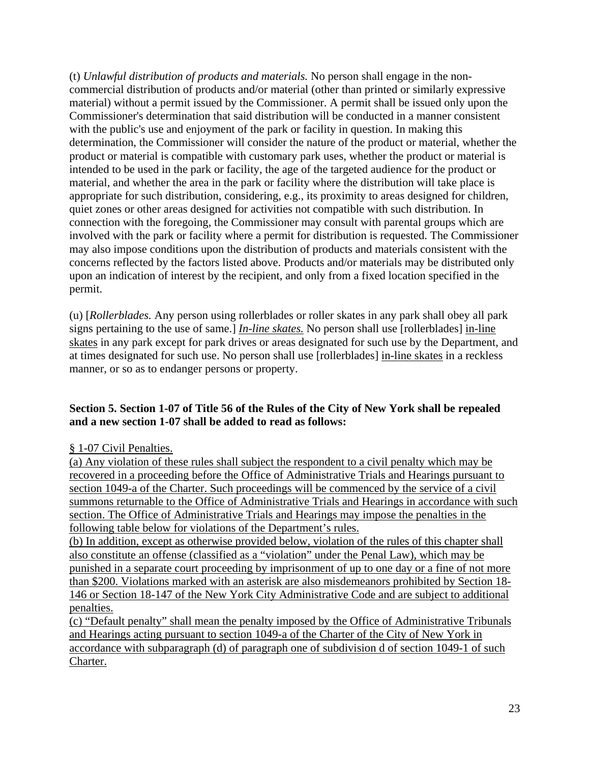(t) *Unlawful distribution of products and materials.* No person shall engage in the non-commercial distribution of products and/or material (other than printed or similarly expressive material) without a permit issued by the Commissioner. A permit shall be issued only upon the Commissioner's determination that said distribution will be conducted in a manner consistent with the public's use and enjoyment of the park or facility in question. In making this determination, the Commissioner will consider the nature of the product or material, whether the product or material is compatible with customary park uses, whether the product or material is intended to be used in the park or facility, the age of the targeted audience for the product or material, and whether the area in the park or facility where the distribution will take place is appropriate for such distribution, considering, e.g., its proximity to areas designed for children, quiet zones or other areas designed for activities not compatible with such distribution. In connection with the foregoing, the Commissioner may consult with parental groups which are involved with the park or facility where a permit for distribution is requested. The Commissioner may also impose conditions upon the distribution of products and materials consistent with the concerns reflected by the factors listed above. Products and/or materials may be distributed only upon an indication of interest by the recipient, and only from a fixed location specified in the permit.

(u) [*Rollerblades.* Any person using rollerblades or roller skates in any park shall obey all park signs pertaining to the use of same.] <u>*In-line skates.*</u> No person shall use [rollerblades] <u>in-line skates</u> in any park except for park drives or areas designated for such use by the Department, and at times designated for such use. No person shall use [rollerblades] <u>in-line skates</u> in a reckless manner, or so as to endanger persons or property.

**Section 5. Section 1-07 of Title 56 of the Rules of the City of New York shall be repealed and a new section 1-07 shall be added to read as follows:**

<u>§ 1-07 Civil Penalties.</u>

<u>(a) Any violation of these rules shall subject the respondent to a civil penalty which may be recovered in a proceeding before the Office of Administrative Trials and Hearings pursuant to section 1049-a of the Charter. Such proceedings will be commenced by the service of a civil summons returnable to the Office of Administrative Trials and Hearings in accordance with such section. The Office of Administrative Trials and Hearings may impose the penalties in the following table below for violations of the Department's rules.</u>

<u>(b) In addition, except as otherwise provided below, violation of the rules of this chapter shall also constitute an offense (classified as a "violation" under the Penal Law), which may be punished in a separate court proceeding by imprisonment of up to one day or a fine of not more than $200. Violations marked with an asterisk are also misdemeanors prohibited by Section 18-146 or Section 18-147 of the New York City Administrative Code and are subject to additional penalties.</u>

<u>(c) "Default penalty" shall mean the penalty imposed by the Office of Administrative Tribunals and Hearings acting pursuant to section 1049-a of the Charter of the City of New York in accordance with subparagraph (d) of paragraph one of subdivision d of section 1049-1 of such Charter.</u>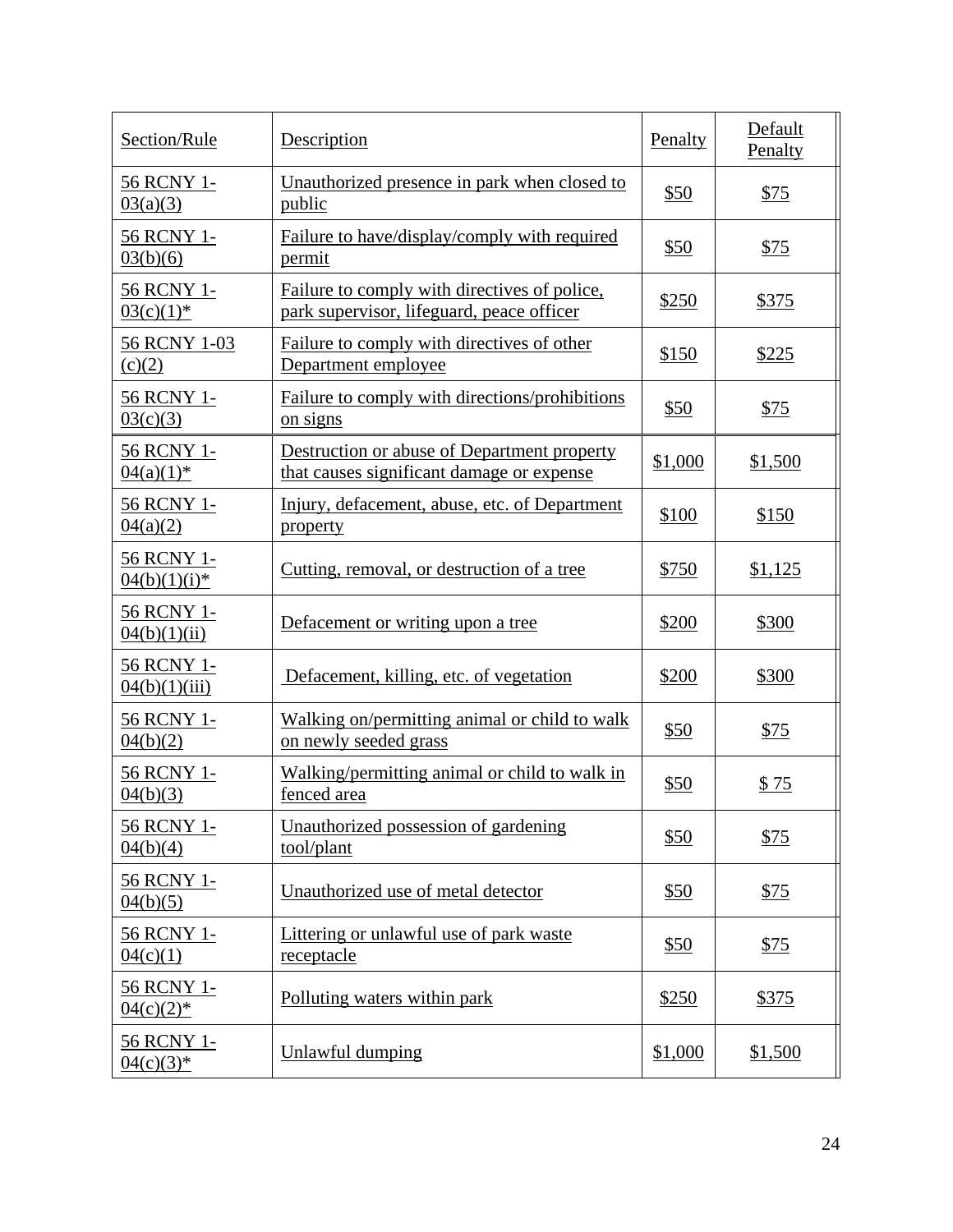| Section/Rule | Description | Penalty | Default Penalty |
|---|---|---|---|
| 56 RCNY 1-03(a)(3) | Unauthorized presence in park when closed to public | $50 | $75 |
| 56 RCNY 1-03(b)(6) | Failure to have/display/comply with required permit | $50 | $75 |
| 56 RCNY 1-03(c)(1)* | Failure to comply with directives of police, park supervisor, lifeguard, peace officer | $250 | $375 |
| 56 RCNY 1-03 (c)(2) | Failure to comply with directives of other Department employee | $150 | $225 |
| 56 RCNY 1-03(c)(3) | Failure to comply with directions/prohibitions on signs | $50 | $75 |
| 56 RCNY 1-04(a)(1)* | Destruction or abuse of Department property that causes significant damage or expense | $1,000 | $1,500 |
| 56 RCNY 1-04(a)(2) | Injury, defacement, abuse, etc. of Department property | $100 | $150 |
| 56 RCNY 1-04(b)(1)(i)* | Cutting, removal, or destruction of a tree | $750 | $1,125 |
| 56 RCNY 1-04(b)(1)(ii) | Defacement or writing upon a tree | $200 | $300 |
| 56 RCNY 1-04(b)(1)(iii) | Defacement, killing, etc. of vegetation | $200 | $300 |
| 56 RCNY 1-04(b)(2) | Walking on/permitting animal or child to walk on newly seeded grass | $50 | $75 |
| 56 RCNY 1-04(b)(3) | Walking/permitting animal or child to walk in fenced area | $50 | $ 75 |
| 56 RCNY 1-04(b)(4) | Unauthorized possession of gardening tool/plant | $50 | $75 |
| 56 RCNY 1-04(b)(5) | Unauthorized use of metal detector | $50 | $75 |
| 56 RCNY 1-04(c)(1) | Littering or unlawful use of park waste receptacle | $50 | $75 |
| 56 RCNY 1-04(c)(2)* | Polluting waters within park | $250 | $375 |
| 56 RCNY 1-04(c)(3)* | Unlawful dumping | $1,000 | $1,500 |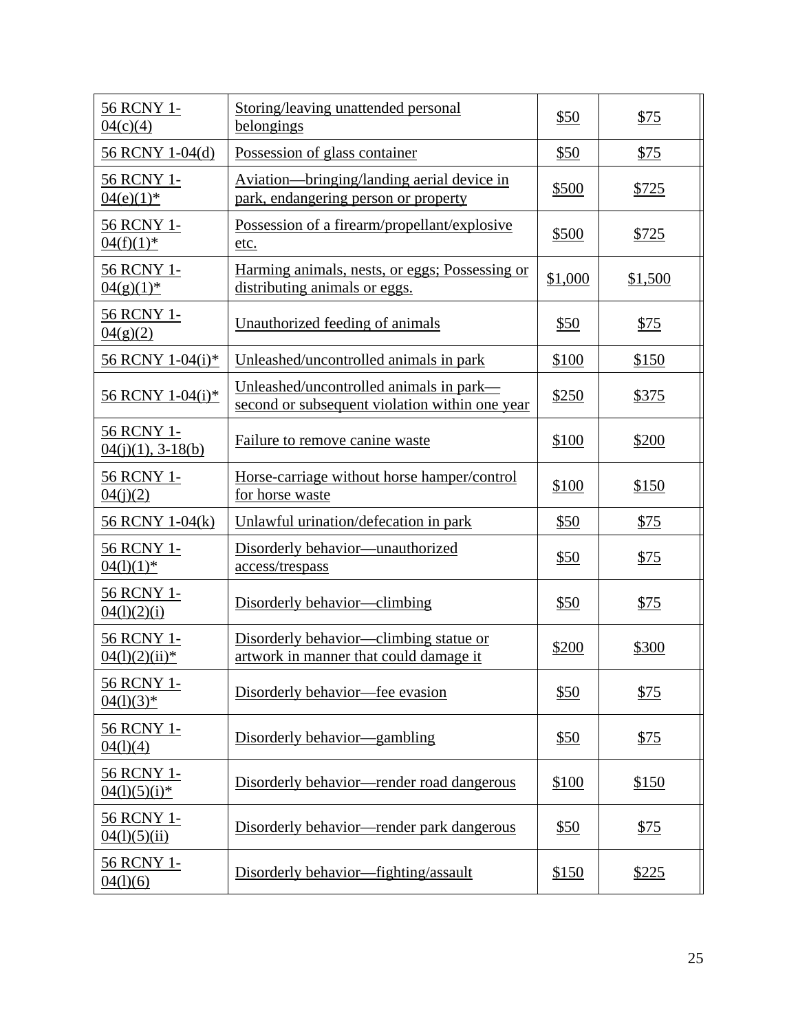| | | | |
|---|---|---|---|
| 56 RCNY 1-04(c)(4) | Storing/leaving unattended personal belongings | \$50 | \$75 |
| 56 RCNY 1-04(d) | Possession of glass container | \$50 | \$75 |
| 56 RCNY 1-04(e)(1)* | Aviation—bringing/landing aerial device in park, endangering person or property | \$500 | \$725 |
| 56 RCNY 1-04(f)(1)* | Possession of a firearm/propellant/explosive etc. | \$500 | \$725 |
| 56 RCNY 1-04(g)(1)* | Harming animals, nests, or eggs; Possessing or distributing animals or eggs. | \$1,000 | \$1,500 |
| 56 RCNY 1-04(g)(2) | Unauthorized feeding of animals | \$50 | \$75 |
| 56 RCNY 1-04(i)* | Unleashed/uncontrolled animals in park | \$100 | \$150 |
| 56 RCNY 1-04(i)* | Unleashed/uncontrolled animals in park—second or subsequent violation within one year | \$250 | \$375 |
| 56 RCNY 1-04(j)(1), 3-18(b) | Failure to remove canine waste | \$100 | \$200 |
| 56 RCNY 1-04(j)(2) | Horse-carriage without horse hamper/control for horse waste | \$100 | \$150 |
| 56 RCNY 1-04(k) | Unlawful urination/defecation in park | \$50 | \$75 |
| 56 RCNY 1-04(l)(1)* | Disorderly behavior—unauthorized access/trespass | \$50 | \$75 |
| 56 RCNY 1-04(l)(2)(i) | Disorderly behavior—climbing | \$50 | \$75 |
| 56 RCNY 1-04(l)(2)(ii)* | Disorderly behavior—climbing statue or artwork in manner that could damage it | \$200 | \$300 |
| 56 RCNY 1-04(l)(3)* | Disorderly behavior—fee evasion | \$50 | \$75 |
| 56 RCNY 1-04(l)(4) | Disorderly behavior—gambling | \$50 | \$75 |
| 56 RCNY 1-04(l)(5)(i)* | Disorderly behavior—render road dangerous | \$100 | \$150 |
| 56 RCNY 1-04(l)(5)(ii) | Disorderly behavior—render park dangerous | \$50 | \$75 |
| 56 RCNY 1-04(l)(6) | Disorderly behavior—fighting/assault | \$150 | \$225 |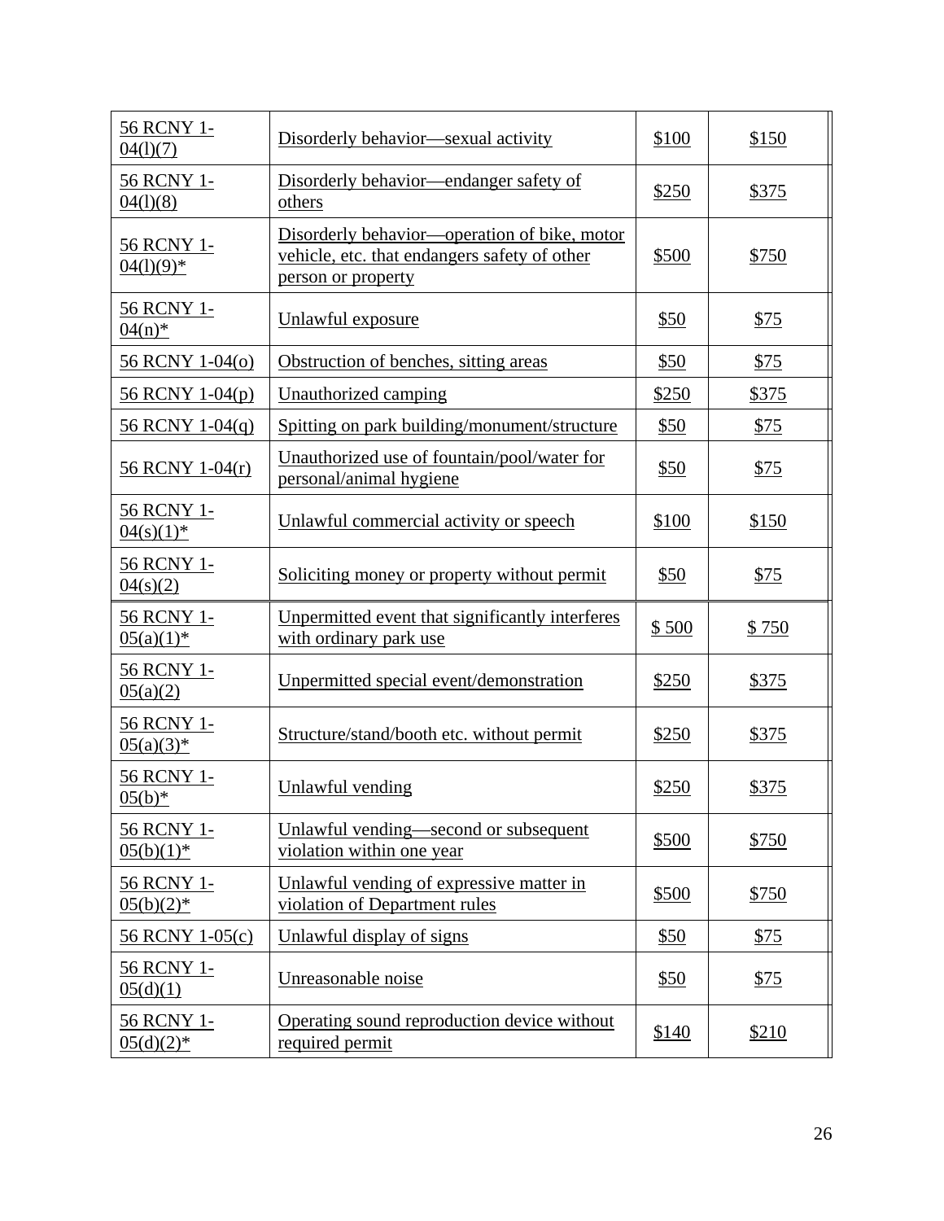| 56 RCNY 1-04(l)(7) | Disorderly behavior—sexual activity | $100 | $150 |
|---|---|---|---|
| 56 RCNY 1-04(l)(8) | Disorderly behavior—endanger safety of others | $250 | $375 |
| 56 RCNY 1-04(l)(9)* | Disorderly behavior—operation of bike, motor vehicle, etc. that endangers safety of other person or property | $500 | $750 |
| 56 RCNY 1-04(n)* | Unlawful exposure | $50 | $75 |
| 56 RCNY 1-04(o) | Obstruction of benches, sitting areas | $50 | $75 |
| 56 RCNY 1-04(p) | Unauthorized camping | $250 | $375 |
| 56 RCNY 1-04(q) | Spitting on park building/monument/structure | $50 | $75 |
| 56 RCNY 1-04(r) | Unauthorized use of fountain/pool/water for personal/animal hygiene | $50 | $75 |
| 56 RCNY 1-04(s)(1)* | Unlawful commercial activity or speech | $100 | $150 |
| 56 RCNY 1-04(s)(2) | Soliciting money or property without permit | $50 | $75 |
| 56 RCNY 1-05(a)(1)* | Unpermitted event that significantly interferes with ordinary park use | $ 500 | $ 750 |
| 56 RCNY 1-05(a)(2) | Unpermitted special event/demonstration | $250 | $375 |
| 56 RCNY 1-05(a)(3)* | Structure/stand/booth etc. without permit | $250 | $375 |
| 56 RCNY 1-05(b)* | Unlawful vending | $250 | $375 |
| 56 RCNY 1-05(b)(1)* | Unlawful vending—second or subsequent violation within one year | $500 | $750 |
| 56 RCNY 1-05(b)(2)* | Unlawful vending of expressive matter in violation of Department rules | $500 | $750 |
| 56 RCNY 1-05(c) | Unlawful display of signs | $50 | $75 |
| 56 RCNY 1-05(d)(1) | Unreasonable noise | $50 | $75 |
| 56 RCNY 1-05(d)(2)* | Operating sound reproduction device without required permit | $140 | $210 |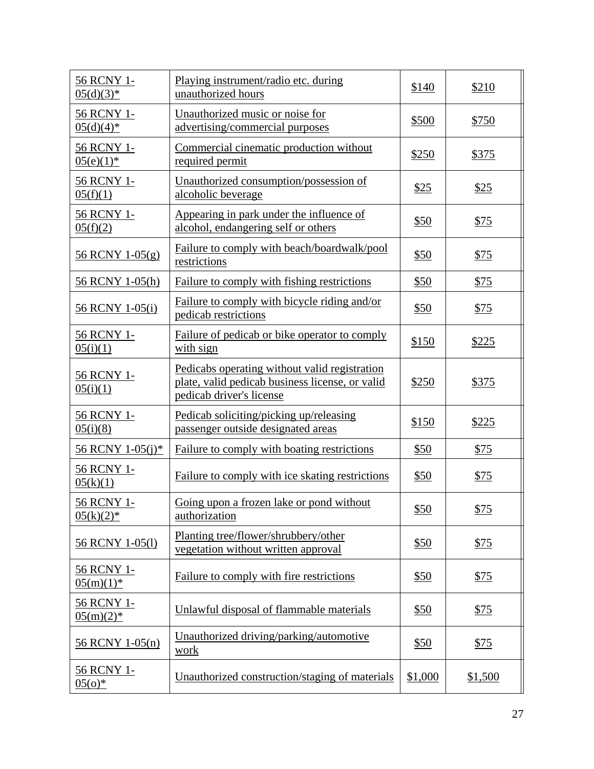| 56 RCNY 1-05(d)(3)* | Playing instrument/radio etc. during unauthorized hours | $140 | $210 |
|---|---|---|---|
| 56 RCNY 1-05(d)(4)* | Unauthorized music or noise for advertising/commercial purposes | $500 | $750 |
| 56 RCNY 1-05(e)(1)* | Commercial cinematic production without required permit | $250 | $375 |
| 56 RCNY 1-05(f)(1) | Unauthorized consumption/possession of alcoholic beverage | $25 | $25 |
| 56 RCNY 1-05(f)(2) | Appearing in park under the influence of alcohol, endangering self or others | $50 | $75 |
| 56 RCNY 1-05(g) | Failure to comply with beach/boardwalk/pool restrictions | $50 | $75 |
| 56 RCNY 1-05(h) | Failure to comply with fishing restrictions | $50 | $75 |
| 56 RCNY 1-05(i) | Failure to comply with bicycle riding and/or pedicab restrictions | $50 | $75 |
| 56 RCNY 1-05(i)(1) | Failure of pedicab or bike operator to comply with sign | $150 | $225 |
| 56 RCNY 1-05(i)(1) | Pedicabs operating without valid registration plate, valid pedicab business license, or valid pedicab driver's license | $250 | $375 |
| 56 RCNY 1-05(i)(8) | Pedicab soliciting/picking up/releasing passenger outside designated areas | $150 | $225 |
| 56 RCNY 1-05(j)* | Failure to comply with boating restrictions | $50 | $75 |
| 56 RCNY 1-05(k)(1) | Failure to comply with ice skating restrictions | $50 | $75 |
| 56 RCNY 1-05(k)(2)* | Going upon a frozen lake or pond without authorization | $50 | $75 |
| 56 RCNY 1-05(l) | Planting tree/flower/shrubbery/other vegetation without written approval | $50 | $75 |
| 56 RCNY 1-05(m)(1)* | Failure to comply with fire restrictions | $50 | $75 |
| 56 RCNY 1-05(m)(2)* | Unlawful disposal of flammable materials | $50 | $75 |
| 56 RCNY 1-05(n) | Unauthorized driving/parking/automotive work | $50 | $75 |
| 56 RCNY 1-05(o)* | Unauthorized construction/staging of materials | $1,000 | $1,500 |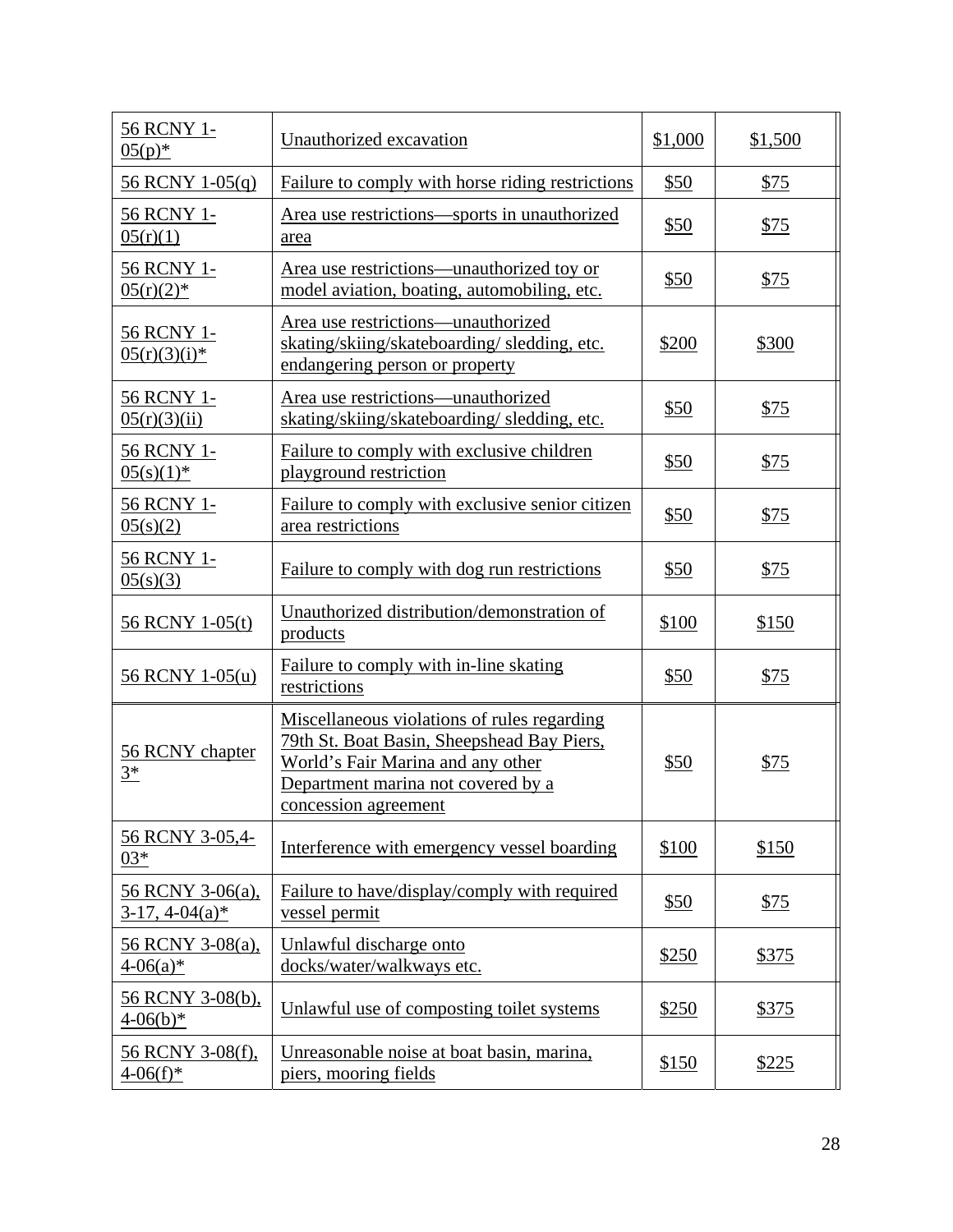| 56 RCNY 1-05(p)* | Unauthorized excavation | $1,000 | $1,500 |
|---|---|---|---|
| 56 RCNY 1-05(q) | Failure to comply with horse riding restrictions | $50 | $75 |
| 56 RCNY 1-05(r)(1) | Area use restrictions—sports in unauthorized area | $50 | $75 |
| 56 RCNY 1-05(r)(2)* | Area use restrictions—unauthorized toy or model aviation, boating, automobiling, etc. | $50 | $75 |
| 56 RCNY 1-05(r)(3)(i)* | Area use restrictions—unauthorized skating/skiing/skateboarding/ sledding, etc. endangering person or property | $200 | $300 |
| 56 RCNY 1-05(r)(3)(ii) | Area use restrictions—unauthorized skating/skiing/skateboarding/ sledding, etc. | $50 | $75 |
| 56 RCNY 1-05(s)(1)* | Failure to comply with exclusive children playground restriction | $50 | $75 |
| 56 RCNY 1-05(s)(2) | Failure to comply with exclusive senior citizen area restrictions | $50 | $75 |
| 56 RCNY 1-05(s)(3) | Failure to comply with dog run restrictions | $50 | $75 |
| 56 RCNY 1-05(t) | Unauthorized distribution/demonstration of products | $100 | $150 |
| 56 RCNY 1-05(u) | Failure to comply with in-line skating restrictions | $50 | $75 |
| 56 RCNY chapter 3* | Miscellaneous violations of rules regarding 79th St. Boat Basin, Sheepshead Bay Piers, World's Fair Marina and any other Department marina not covered by a concession agreement | $50 | $75 |
| 56 RCNY 3-05,4-03* | Interference with emergency vessel boarding | $100 | $150 |
| 56 RCNY 3-06(a), 3-17, 4-04(a)* | Failure to have/display/comply with required vessel permit | $50 | $75 |
| 56 RCNY 3-08(a), 4-06(a)* | Unlawful discharge onto docks/water/walkways etc. | $250 | $375 |
| 56 RCNY 3-08(b), 4-06(b)* | Unlawful use of composting toilet systems | $250 | $375 |
| 56 RCNY 3-08(f), 4-06(f)* | Unreasonable noise at boat basin, marina, piers, mooring fields | $150 | $225 |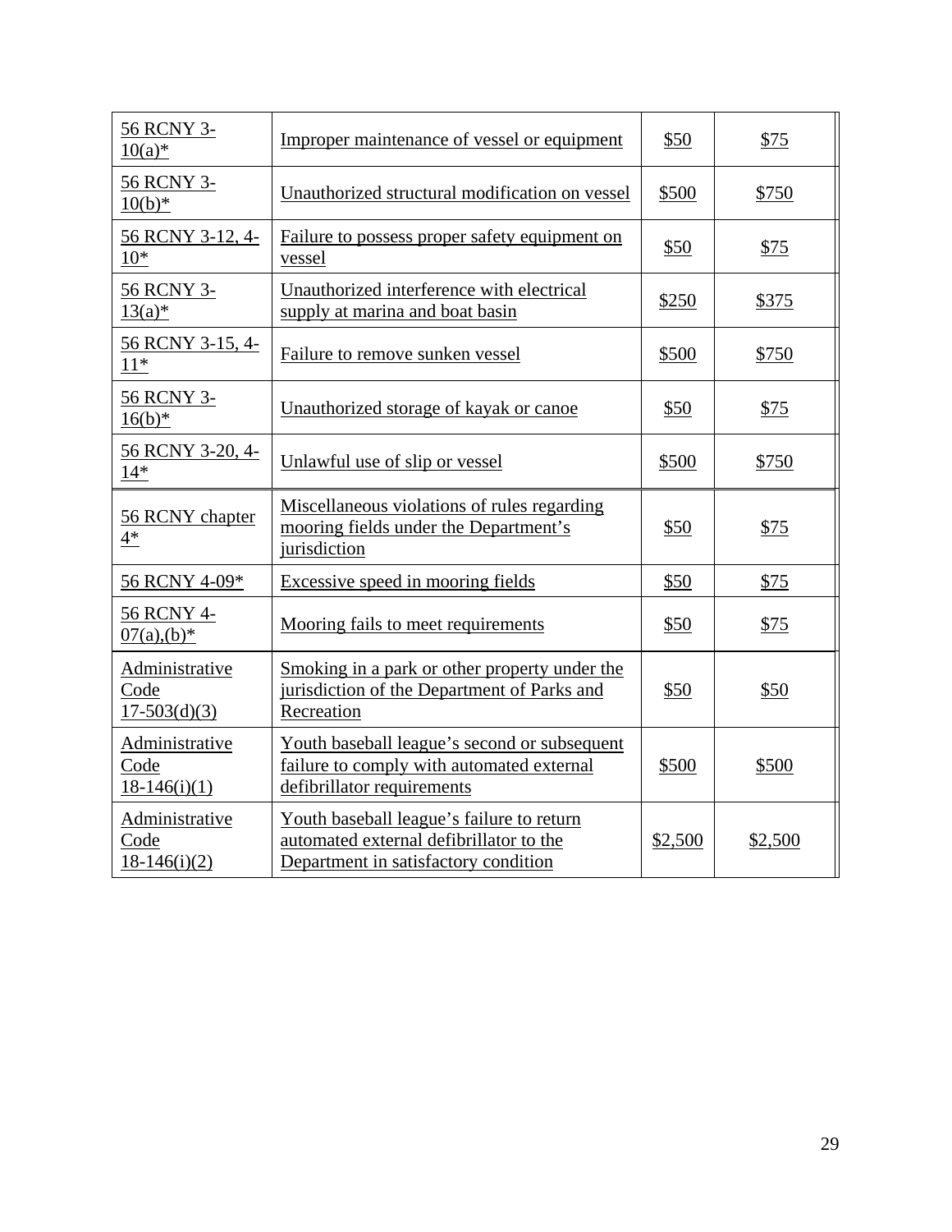| 56 RCNY 3-10(a)* | Improper maintenance of vessel or equipment | $50 | $75 |
|---|---|---|---|
| 56 RCNY 3-10(b)* | Unauthorized structural modification on vessel | $500 | $750 |
| 56 RCNY 3-12, 4-10* | Failure to possess proper safety equipment on vessel | $50 | $75 |
| 56 RCNY 3-13(a)* | Unauthorized interference with electrical supply at marina and boat basin | $250 | $375 |
| 56 RCNY 3-15, 4-11* | Failure to remove sunken vessel | $500 | $750 |
| 56 RCNY 3-16(b)* | Unauthorized storage of kayak or canoe | $50 | $75 |
| 56 RCNY 3-20, 4-14* | Unlawful use of slip or vessel | $500 | $750 |
| 56 RCNY chapter 4* | Miscellaneous violations of rules regarding mooring fields under the Department's jurisdiction | $50 | $75 |
| 56 RCNY 4-09* | Excessive speed in mooring fields | $50 | $75 |
| 56 RCNY 4-07(a),(b)* | Mooring fails to meet requirements | $50 | $75 |
| Administrative Code 17-503(d)(3) | Smoking in a park or other property under the jurisdiction of the Department of Parks and Recreation | $50 | $50 |
| Administrative Code 18-146(i)(1) | Youth baseball league's second or subsequent failure to comply with automated external defibrillator requirements | $500 | $500 |
| Administrative Code 18-146(i)(2) | Youth baseball league's failure to return automated external defibrillator to the Department in satisfactory condition | $2,500 | $2,500 |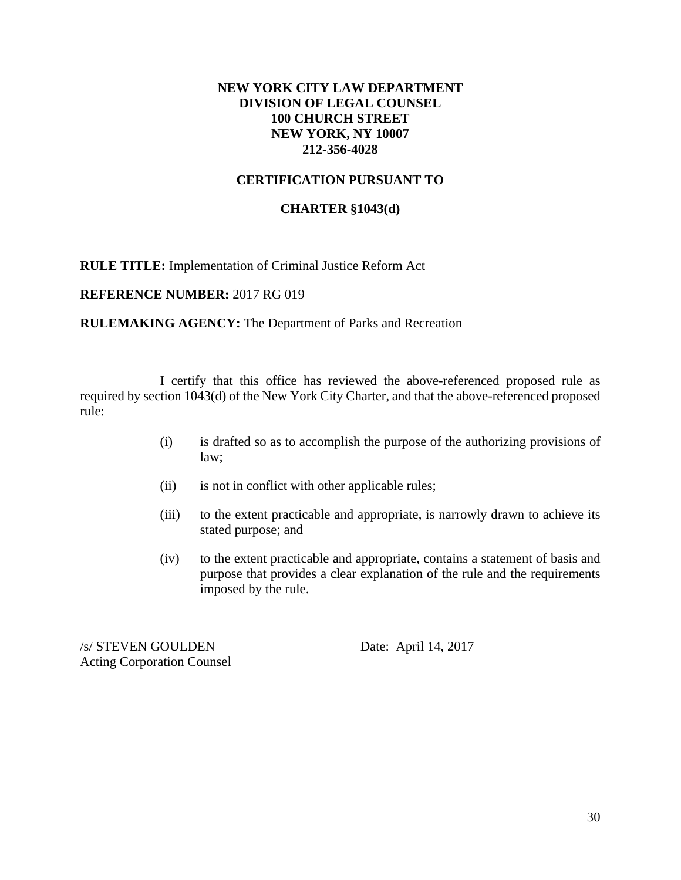**NEW YORK CITY LAW DEPARTMENT**
**DIVISION OF LEGAL COUNSEL**
**100 CHURCH STREET**
**NEW YORK, NY 10007**
**212-356-4028**

**CERTIFICATION PURSUANT TO**

**CHARTER §1043(d)**

**RULE TITLE:** Implementation of Criminal Justice Reform Act

**REFERENCE NUMBER:** 2017 RG 019

**RULEMAKING AGENCY:** The Department of Parks and Recreation

I certify that this office has reviewed the above-referenced proposed rule as required by section 1043(d) of the New York City Charter, and that the above-referenced proposed rule:

(i) is drafted so as to accomplish the purpose of the authorizing provisions of law;

(ii) is not in conflict with other applicable rules;

(iii) to the extent practicable and appropriate, is narrowly drawn to achieve its stated purpose; and

(iv) to the extent practicable and appropriate, contains a statement of basis and purpose that provides a clear explanation of the rule and the requirements imposed by the rule.

/s/ STEVEN GOULDEN
Acting Corporation Counsel

Date: April 14, 2017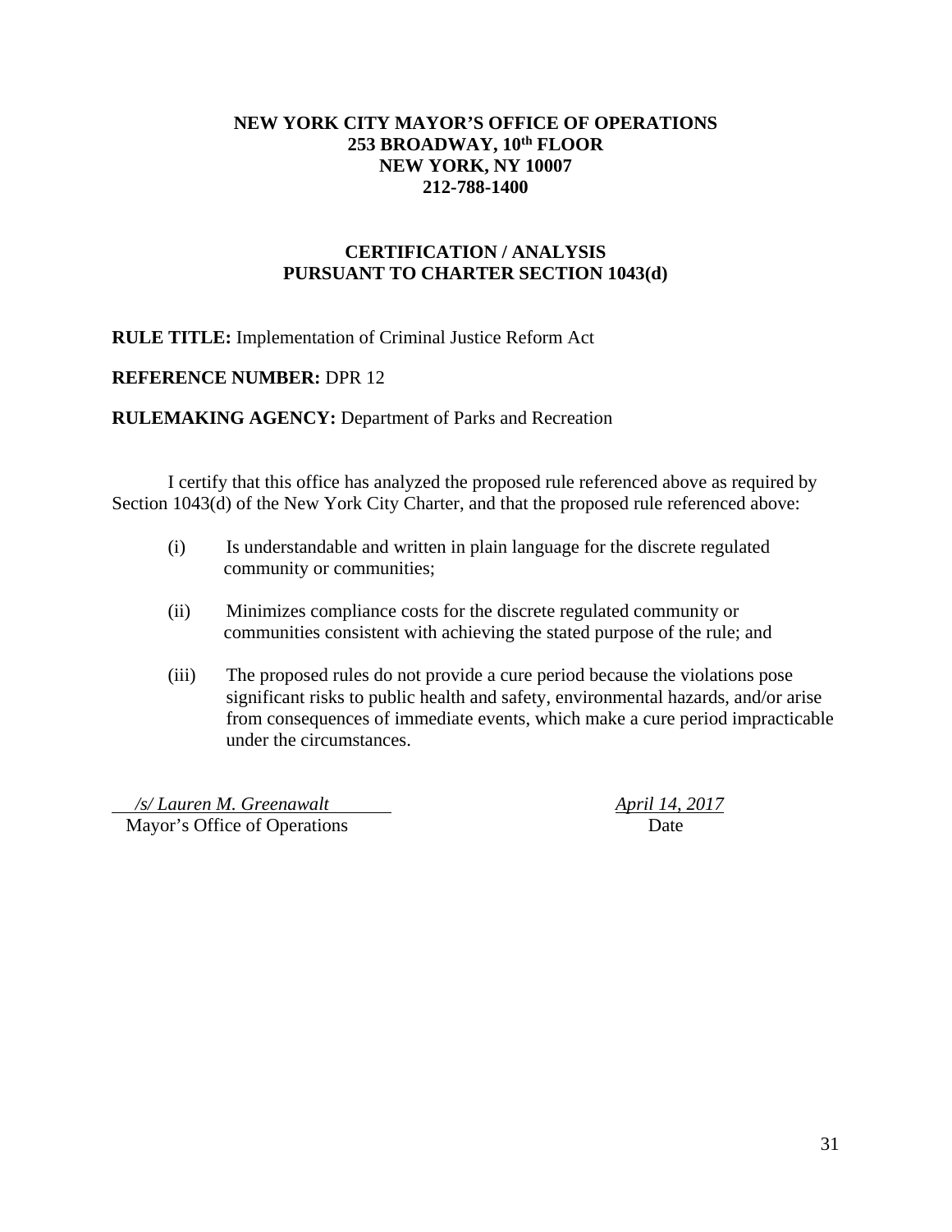**NEW YORK CITY MAYOR'S OFFICE OF OPERATIONS**
**253 BROADWAY, 10th FLOOR**
**NEW YORK, NY 10007**
**212-788-1400**

**CERTIFICATION / ANALYSIS**
**PURSUANT TO CHARTER SECTION 1043(d)**

**RULE TITLE:** Implementation of Criminal Justice Reform Act

**REFERENCE NUMBER:** DPR 12

**RULEMAKING AGENCY:** Department of Parks and Recreation

I certify that this office has analyzed the proposed rule referenced above as required by Section 1043(d) of the New York City Charter, and that the proposed rule referenced above:

(i) Is understandable and written in plain language for the discrete regulated community or communities;

(ii) Minimizes compliance costs for the discrete regulated community or communities consistent with achieving the stated purpose of the rule; and

(iii) The proposed rules do not provide a cure period because the violations pose significant risks to public health and safety, environmental hazards, and/or arise from consequences of immediate events, which make a cure period impracticable under the circumstances.

*/s/ Lauren M. Greenawalt*
Mayor's Office of Operations

*April 14, 2017*
Date